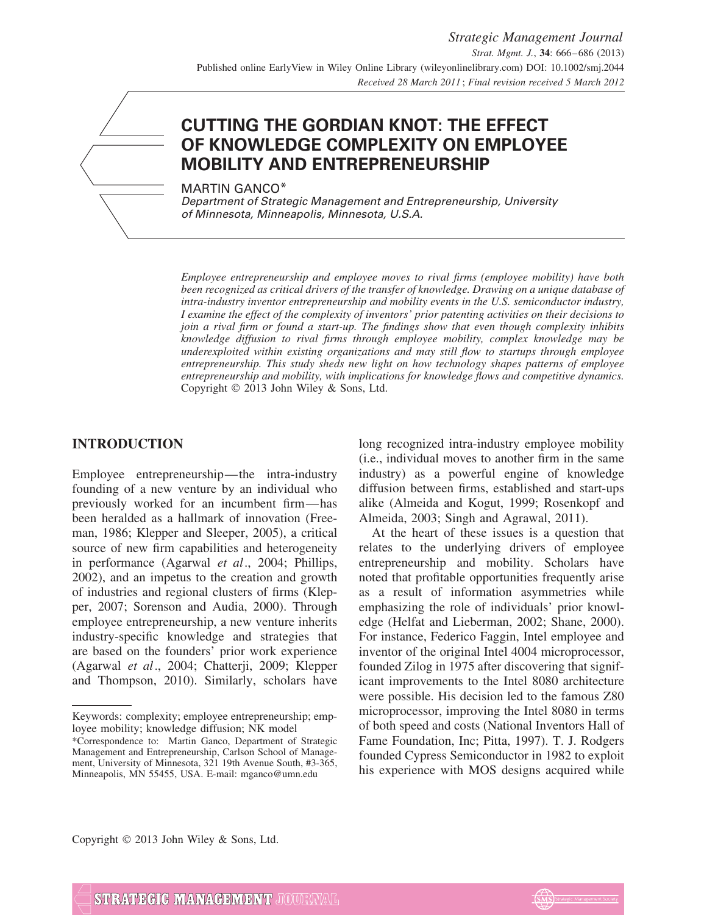# CUTTING THE GORDIAN KNOT: THE EFFECT OF KNOWLEDGE COMPLEXITY ON EMPLOYEE MOBILITY AND ENTREPRENEURSHIP

MARTIN GANCO*

*Department of Strategic Management and Entrepreneurship, University of Minnesota, Minneapolis, Minnesota, U.S.A.*

*Employee entrepreneurship and employee moves to rival firms (employee mobility) have both been recognized as critical drivers of the transfer of knowledge. Drawing on a unique database of intra-industry inventor entrepreneurship and mobility events in the U.S. semiconductor industry, I examine the effect of the complexity of inventors' prior patenting activities on their decisions to join a rival firm or found a start-up. The findings show that even though complexity inhibits knowledge diffusion to rival firms through employee mobility, complex knowledge may be underexploited within existing organizations and may still flow to startups through employee entrepreneurship. This study sheds new light on how technology shapes patterns of employee entrepreneurship and mobility, with implications for knowledge flows and competitive dynamics.* Copyright © 2013 John Wiley & Sons, Ltd.

## INTRODUCTION

Employee entrepreneurship—the intra-industry founding of a new venture by an individual who previously worked for an incumbent firm—has been heralded as a hallmark of innovation (Freeman, 1986; Klepper and Sleeper, 2005), a critical source of new firm capabilities and heterogeneity in performance (Agarwal *et al*., 2004; Phillips, 2002), and an impetus to the creation and growth of industries and regional clusters of firms (Klepper, 2007; Sorenson and Audia, 2000). Through employee entrepreneurship, a new venture inherits industry-specific knowledge and strategies that are based on the founders' prior work experience (Agarwal *et al*., 2004; Chatterji, 2009; Klepper and Thompson, 2010). Similarly, scholars have long recognized intra-industry employee mobility (i.e., individual moves to another firm in the same industry) as a powerful engine of knowledge diffusion between firms, established and start-ups alike (Almeida and Kogut, 1999; Rosenkopf and Almeida, 2003; Singh and Agrawal, 2011).

At the heart of these issues is a question that relates to the underlying drivers of employee entrepreneurship and mobility. Scholars have noted that profitable opportunities frequently arise as a result of information asymmetries while emphasizing the role of individuals' prior knowledge (Helfat and Lieberman, 2002; Shane, 2000). For instance, Federico Faggin, Intel employee and inventor of the original Intel 4004 microprocessor, founded Zilog in 1975 after discovering that significant improvements to the Intel 8080 architecture were possible. His decision led to the famous Z80 microprocessor, improving the Intel 8080 in terms of both speed and costs (National Inventors Hall of Fame Foundation, Inc; Pitta, 1997). T. J. Rodgers founded Cypress Semiconductor in 1982 to exploit his experience with MOS designs acquired while

---

Keywords: complexity; employee entrepreneurship; employee mobility; knowledge diffusion; NK model

*Correspondence to: Martin Ganco, Department of Strategic Management and Entrepreneurship, Carlson School of Management, University of Minnesota, 321 19th Avenue South, #3-365, Minneapolis, MN 55455, USA. E-mail: mganco@umn.edu

Copyright © 2013 John Wiley & Sons, Ltd.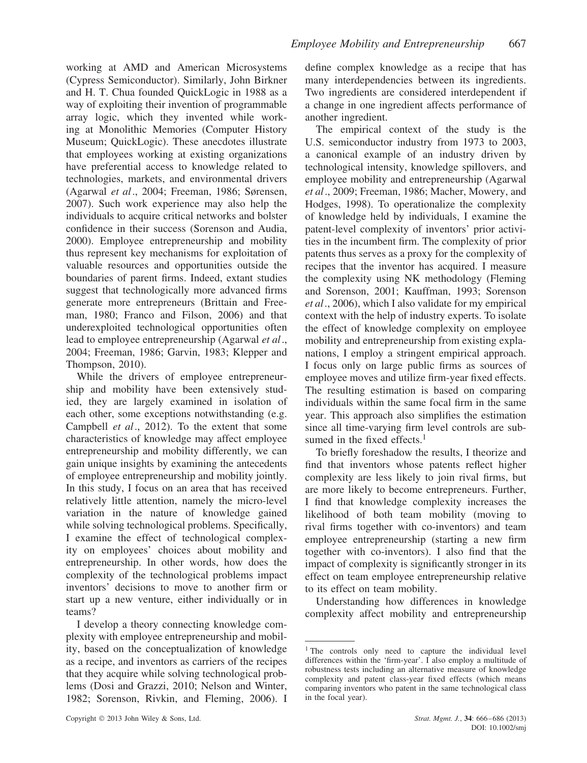working at AMD and American Microsystems (Cypress Semiconductor). Similarly, John Birkner and H. T. Chua founded QuickLogic in 1988 as a way of exploiting their invention of programmable array logic, which they invented while working at Monolithic Memories (Computer History Museum; QuickLogic). These anecdotes illustrate that employees working at existing organizations have preferential access to knowledge related to technologies, markets, and environmental drivers (Agarwal *et al*., 2004; Freeman, 1986; Sørensen, 2007). Such work experience may also help the individuals to acquire critical networks and bolster confidence in their success (Sorenson and Audia, 2000). Employee entrepreneurship and mobility thus represent key mechanisms for exploitation of valuable resources and opportunities outside the boundaries of parent firms. Indeed, extant studies suggest that technologically more advanced firms generate more entrepreneurs (Brittain and Freeman, 1980; Franco and Filson, 2006) and that underexploited technological opportunities often lead to employee entrepreneurship (Agarwal *et al*., 2004; Freeman, 1986; Garvin, 1983; Klepper and Thompson, 2010).

While the drivers of employee entrepreneurship and mobility have been extensively studied, they are largely examined in isolation of each other, some exceptions notwithstanding (e.g. Campbell *et al*., 2012). To the extent that some characteristics of knowledge may affect employee entrepreneurship and mobility differently, we can gain unique insights by examining the antecedents of employee entrepreneurship and mobility jointly. In this study, I focus on an area that has received relatively little attention, namely the micro-level variation in the nature of knowledge gained while solving technological problems. Specifically, I examine the effect of technological complexity on employees' choices about mobility and entrepreneurship. In other words, how does the complexity of the technological problems impact inventors' decisions to move to another firm or start up a new venture, either individually or in teams?

I develop a theory connecting knowledge complexity with employee entrepreneurship and mobility, based on the conceptualization of knowledge as a recipe, and inventors as carriers of the recipes that they acquire while solving technological problems (Dosi and Grazzi, 2010; Nelson and Winter, 1982; Sorenson, Rivkin, and Fleming, 2006). I define complex knowledge as a recipe that has many interdependencies between its ingredients. Two ingredients are considered interdependent if a change in one ingredient affects performance of another ingredient.

The empirical context of the study is the U.S. semiconductor industry from 1973 to 2003, a canonical example of an industry driven by technological intensity, knowledge spillovers, and employee mobility and entrepreneurship (Agarwal *et al*., 2009; Freeman, 1986; Macher, Mowery, and Hodges, 1998). To operationalize the complexity of knowledge held by individuals, I examine the patent-level complexity of inventors' prior activities in the incumbent firm. The complexity of prior patents thus serves as a proxy for the complexity of recipes that the inventor has acquired. I measure the complexity using NK methodology (Fleming and Sorenson, 2001; Kauffman, 1993; Sorenson *et al*., 2006), which I also validate for my empirical context with the help of industry experts. To isolate the effect of knowledge complexity on employee mobility and entrepreneurship from existing explanations, I employ a stringent empirical approach. I focus only on large public firms as sources of employee moves and utilize firm-year fixed effects. The resulting estimation is based on comparing individuals within the same focal firm in the same year. This approach also simplifies the estimation since all time-varying firm level controls are subsumed in the fixed effects.[1]

To briefly foreshadow the results, I theorize and find that inventors whose patents reflect higher complexity are less likely to join rival firms, but are more likely to become entrepreneurs. Further, I find that knowledge complexity increases the likelihood of both team mobility (moving to rival firms together with co-inventors) and team employee entrepreneurship (starting a new firm together with co-inventors). I also find that the impact of complexity is significantly stronger in its effect on team employee entrepreneurship relative to its effect on team mobility.

Understanding how differences in knowledge complexity affect mobility and entrepreneurship

[1] The controls only need to capture the individual level differences within the 'firm-year'. I also employ a multitude of robustness tests including an alternative measure of knowledge complexity and patent class-year fixed effects (which means comparing inventors who patent in the same technological class in the focal year).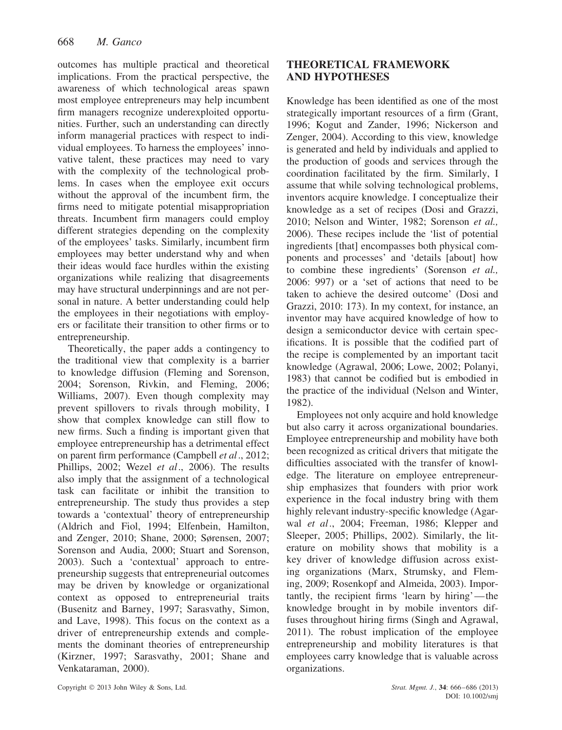outcomes has multiple practical and theoretical implications. From the practical perspective, the awareness of which technological areas spawn most employee entrepreneurs may help incumbent firm managers recognize underexploited opportunities. Further, such an understanding can directly inform managerial practices with respect to individual employees. To harness the employees' innovative talent, these practices may need to vary with the complexity of the technological problems. In cases when the employee exit occurs without the approval of the incumbent firm, the firms need to mitigate potential misappropriation threats. Incumbent firm managers could employ different strategies depending on the complexity of the employees' tasks. Similarly, incumbent firm employees may better understand why and when their ideas would face hurdles within the existing organizations while realizing that disagreements may have structural underpinnings and are not personal in nature. A better understanding could help the employees in their negotiations with employers or facilitate their transition to other firms or to entrepreneurship.

Theoretically, the paper adds a contingency to the traditional view that complexity is a barrier to knowledge diffusion (Fleming and Sorenson, 2004; Sorenson, Rivkin, and Fleming, 2006; Williams, 2007). Even though complexity may prevent spillovers to rivals through mobility, I show that complex knowledge can still flow to new firms. Such a finding is important given that employee entrepreneurship has a detrimental effect on parent firm performance (Campbell *et al*., 2012; Phillips, 2002; Wezel *et al*., 2006). The results also imply that the assignment of a technological task can facilitate or inhibit the transition to entrepreneurship. The study thus provides a step towards a 'contextual' theory of entrepreneurship (Aldrich and Fiol, 1994; Elfenbein, Hamilton, and Zenger, 2010; Shane, 2000; Sørensen, 2007; Sorenson and Audia, 2000; Stuart and Sorenson, 2003). Such a 'contextual' approach to entrepreneurship suggests that entrepreneurial outcomes may be driven by knowledge or organizational context as opposed to entrepreneurial traits (Busenitz and Barney, 1997; Sarasvathy, Simon, and Lave, 1998). This focus on the context as a driver of entrepreneurship extends and complements the dominant theories of entrepreneurship (Kirzner, 1997; Sarasvathy, 2001; Shane and Venkataraman, 2000).

## THEORETICAL FRAMEWORK AND HYPOTHESES

Knowledge has been identified as one of the most strategically important resources of a firm (Grant, 1996; Kogut and Zander, 1996; Nickerson and Zenger, 2004). According to this view, knowledge is generated and held by individuals and applied to the production of goods and services through the coordination facilitated by the firm. Similarly, I assume that while solving technological problems, inventors acquire knowledge. I conceptualize their knowledge as a set of recipes (Dosi and Grazzi, 2010; Nelson and Winter, 1982; Sorenson *et al.,* 2006). These recipes include the 'list of potential ingredients [that] encompasses both physical components and processes' and 'details [about] how to combine these ingredients' (Sorenson *et al.,* 2006: 997) or a 'set of actions that need to be taken to achieve the desired outcome' (Dosi and Grazzi, 2010: 173). In my context, for instance, an inventor may have acquired knowledge of how to design a semiconductor device with certain specifications. It is possible that the codified part of the recipe is complemented by an important tacit knowledge (Agrawal, 2006; Lowe, 2002; Polanyi, 1983) that cannot be codified but is embodied in the practice of the individual (Nelson and Winter, 1982).

Employees not only acquire and hold knowledge but also carry it across organizational boundaries. Employee entrepreneurship and mobility have both been recognized as critical drivers that mitigate the difficulties associated with the transfer of knowledge. The literature on employee entrepreneurship emphasizes that founders with prior work experience in the focal industry bring with them highly relevant industry-specific knowledge (Agarwal *et al*., 2004; Freeman, 1986; Klepper and Sleeper, 2005; Phillips, 2002). Similarly, the literature on mobility shows that mobility is a key driver of knowledge diffusion across existing organizations (Marx, Strumsky, and Fleming, 2009; Rosenkopf and Almeida, 2003). Importantly, the recipient firms 'learn by hiring'—the knowledge brought in by mobile inventors diffuses throughout hiring firms (Singh and Agrawal, 2011). The robust implication of the employee entrepreneurship and mobility literatures is that employees carry knowledge that is valuable across organizations.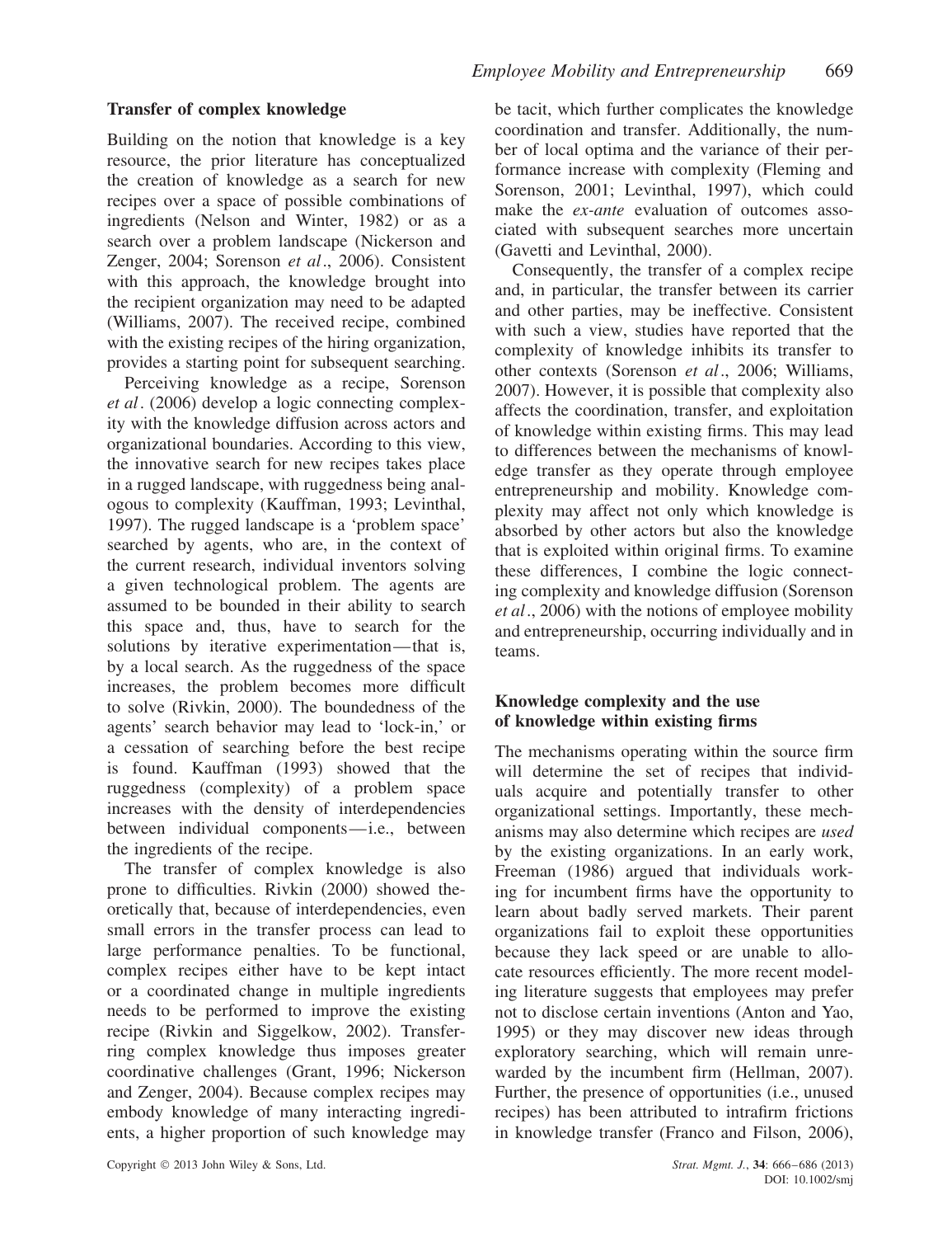### Transfer of complex knowledge

Building on the notion that knowledge is a key resource, the prior literature has conceptualized the creation of knowledge as a search for new recipes over a space of possible combinations of ingredients (Nelson and Winter, 1982) or as a search over a problem landscape (Nickerson and Zenger, 2004; Sorenson *et al*., 2006). Consistent with this approach, the knowledge brought into the recipient organization may need to be adapted (Williams, 2007). The received recipe, combined with the existing recipes of the hiring organization, provides a starting point for subsequent searching.

Perceiving knowledge as a recipe, Sorenson *et al*. (2006) develop a logic connecting complexity with the knowledge diffusion across actors and organizational boundaries. According to this view, the innovative search for new recipes takes place in a rugged landscape, with ruggedness being analogous to complexity (Kauffman, 1993; Levinthal, 1997). The rugged landscape is a 'problem space' searched by agents, who are, in the context of the current research, individual inventors solving a given technological problem. The agents are assumed to be bounded in their ability to search this space and, thus, have to search for the solutions by iterative experimentation—that is, by a local search. As the ruggedness of the space increases, the problem becomes more difficult to solve (Rivkin, 2000). The boundedness of the agents' search behavior may lead to 'lock-in,' or a cessation of searching before the best recipe is found. Kauffman (1993) showed that the ruggedness (complexity) of a problem space increases with the density of interdependencies between individual components—i.e., between the ingredients of the recipe.

The transfer of complex knowledge is also prone to difficulties. Rivkin (2000) showed theoretically that, because of interdependencies, even small errors in the transfer process can lead to large performance penalties. To be functional, complex recipes either have to be kept intact or a coordinated change in multiple ingredients needs to be performed to improve the existing recipe (Rivkin and Siggelkow, 2002). Transferring complex knowledge thus imposes greater coordinative challenges (Grant, 1996; Nickerson and Zenger, 2004). Because complex recipes may embody knowledge of many interacting ingredients, a higher proportion of such knowledge may be tacit, which further complicates the knowledge coordination and transfer. Additionally, the number of local optima and the variance of their performance increase with complexity (Fleming and Sorenson, 2001; Levinthal, 1997), which could make the *ex-ante* evaluation of outcomes associated with subsequent searches more uncertain (Gavetti and Levinthal, 2000).

Consequently, the transfer of a complex recipe and, in particular, the transfer between its carrier and other parties, may be ineffective. Consistent with such a view, studies have reported that the complexity of knowledge inhibits its transfer to other contexts (Sorenson *et al*., 2006; Williams, 2007). However, it is possible that complexity also affects the coordination, transfer, and exploitation of knowledge within existing firms. This may lead to differences between the mechanisms of knowledge transfer as they operate through employee entrepreneurship and mobility. Knowledge complexity may affect not only which knowledge is absorbed by other actors but also the knowledge that is exploited within original firms. To examine these differences, I combine the logic connecting complexity and knowledge diffusion (Sorenson *et al*., 2006) with the notions of employee mobility and entrepreneurship, occurring individually and in teams.

### Knowledge complexity and the use of knowledge within existing firms

The mechanisms operating within the source firm will determine the set of recipes that individuals acquire and potentially transfer to other organizational settings. Importantly, these mechanisms may also determine which recipes are *used* by the existing organizations. In an early work, Freeman (1986) argued that individuals working for incumbent firms have the opportunity to learn about badly served markets. Their parent organizations fail to exploit these opportunities because they lack speed or are unable to allocate resources efficiently. The more recent modeling literature suggests that employees may prefer not to disclose certain inventions (Anton and Yao, 1995) or they may discover new ideas through exploratory searching, which will remain unrewarded by the incumbent firm (Hellman, 2007). Further, the presence of opportunities (i.e., unused recipes) has been attributed to intrafirm frictions in knowledge transfer (Franco and Filson, 2006),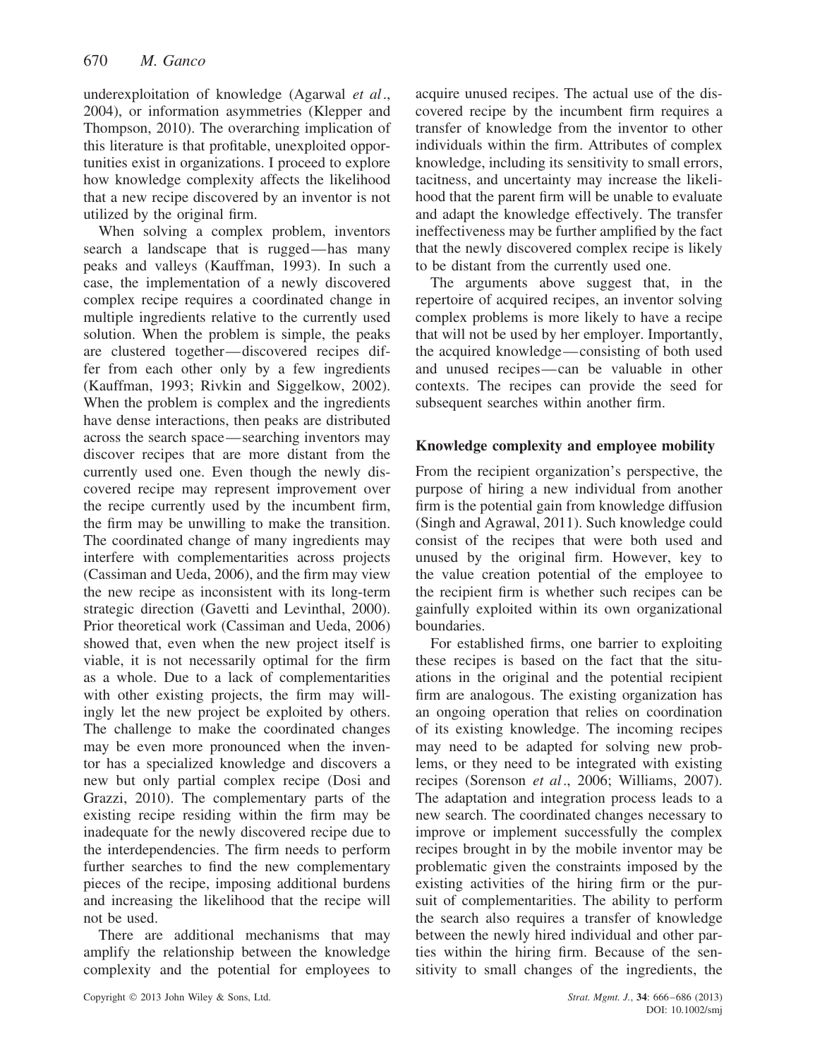underexploitation of knowledge (Agarwal *et al*., 2004), or information asymmetries (Klepper and Thompson, 2010). The overarching implication of this literature is that profitable, unexploited opportunities exist in organizations. I proceed to explore how knowledge complexity affects the likelihood that a new recipe discovered by an inventor is not utilized by the original firm.

When solving a complex problem, inventors search a landscape that is rugged—has many peaks and valleys (Kauffman, 1993). In such a case, the implementation of a newly discovered complex recipe requires a coordinated change in multiple ingredients relative to the currently used solution. When the problem is simple, the peaks are clustered together—discovered recipes differ from each other only by a few ingredients (Kauffman, 1993; Rivkin and Siggelkow, 2002). When the problem is complex and the ingredients have dense interactions, then peaks are distributed across the search space—searching inventors may discover recipes that are more distant from the currently used one. Even though the newly discovered recipe may represent improvement over the recipe currently used by the incumbent firm, the firm may be unwilling to make the transition. The coordinated change of many ingredients may interfere with complementarities across projects (Cassiman and Ueda, 2006), and the firm may view the new recipe as inconsistent with its long-term strategic direction (Gavetti and Levinthal, 2000). Prior theoretical work (Cassiman and Ueda, 2006) showed that, even when the new project itself is viable, it is not necessarily optimal for the firm as a whole. Due to a lack of complementarities with other existing projects, the firm may willingly let the new project be exploited by others. The challenge to make the coordinated changes may be even more pronounced when the inventor has a specialized knowledge and discovers a new but only partial complex recipe (Dosi and Grazzi, 2010). The complementary parts of the existing recipe residing within the firm may be inadequate for the newly discovered recipe due to the interdependencies. The firm needs to perform further searches to find the new complementary pieces of the recipe, imposing additional burdens and increasing the likelihood that the recipe will not be used.

There are additional mechanisms that may amplify the relationship between the knowledge complexity and the potential for employees to acquire unused recipes. The actual use of the discovered recipe by the incumbent firm requires a transfer of knowledge from the inventor to other individuals within the firm. Attributes of complex knowledge, including its sensitivity to small errors, tacitness, and uncertainty may increase the likelihood that the parent firm will be unable to evaluate and adapt the knowledge effectively. The transfer ineffectiveness may be further amplified by the fact that the newly discovered complex recipe is likely to be distant from the currently used one.

The arguments above suggest that, in the repertoire of acquired recipes, an inventor solving complex problems is more likely to have a recipe that will not be used by her employer. Importantly, the acquired knowledge—consisting of both used and unused recipes—can be valuable in other contexts. The recipes can provide the seed for subsequent searches within another firm.

### Knowledge complexity and employee mobility

From the recipient organization's perspective, the purpose of hiring a new individual from another firm is the potential gain from knowledge diffusion (Singh and Agrawal, 2011). Such knowledge could consist of the recipes that were both used and unused by the original firm. However, key to the value creation potential of the employee to the recipient firm is whether such recipes can be gainfully exploited within its own organizational boundaries.

For established firms, one barrier to exploiting these recipes is based on the fact that the situations in the original and the potential recipient firm are analogous. The existing organization has an ongoing operation that relies on coordination of its existing knowledge. The incoming recipes may need to be adapted for solving new problems, or they need to be integrated with existing recipes (Sorenson *et al*., 2006; Williams, 2007). The adaptation and integration process leads to a new search. The coordinated changes necessary to improve or implement successfully the complex recipes brought in by the mobile inventor may be problematic given the constraints imposed by the existing activities of the hiring firm or the pursuit of complementarities. The ability to perform the search also requires a transfer of knowledge between the newly hired individual and other parties within the hiring firm. Because of the sensitivity to small changes of the ingredients, the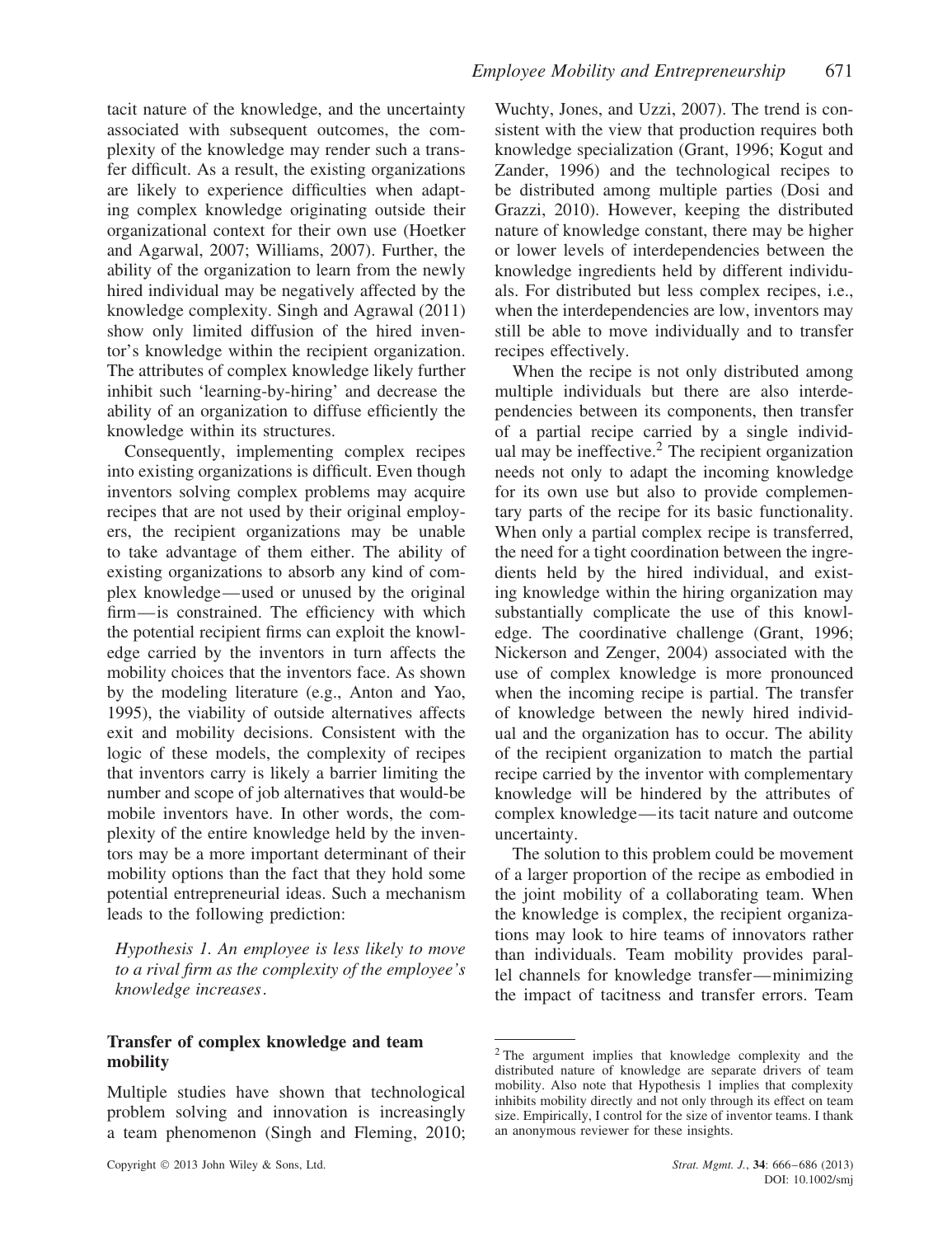tacit nature of the knowledge, and the uncertainty associated with subsequent outcomes, the complexity of the knowledge may render such a transfer difficult. As a result, the existing organizations are likely to experience difficulties when adapting complex knowledge originating outside their organizational context for their own use (Hoetker and Agarwal, 2007; Williams, 2007). Further, the ability of the organization to learn from the newly hired individual may be negatively affected by the knowledge complexity. Singh and Agrawal (2011) show only limited diffusion of the hired inventor's knowledge within the recipient organization. The attributes of complex knowledge likely further inhibit such 'learning-by-hiring' and decrease the ability of an organization to diffuse efficiently the knowledge within its structures.

Consequently, implementing complex recipes into existing organizations is difficult. Even though inventors solving complex problems may acquire recipes that are not used by their original employers, the recipient organizations may be unable to take advantage of them either. The ability of existing organizations to absorb any kind of complex knowledge—used or unused by the original firm—is constrained. The efficiency with which the potential recipient firms can exploit the knowledge carried by the inventors in turn affects the mobility choices that the inventors face. As shown by the modeling literature (e.g., Anton and Yao, 1995), the viability of outside alternatives affects exit and mobility decisions. Consistent with the logic of these models, the complexity of recipes that inventors carry is likely a barrier limiting the number and scope of job alternatives that would-be mobile inventors have. In other words, the complexity of the entire knowledge held by the inventors may be a more important determinant of their mobility options than the fact that they hold some potential entrepreneurial ideas. Such a mechanism leads to the following prediction:

*Hypothesis 1. An employee is less likely to move to a rival firm as the complexity of the employee's knowledge increases*.

### Transfer of complex knowledge and team mobility

Multiple studies have shown that technological problem solving and innovation is increasingly a team phenomenon (Singh and Fleming, 2010; Wuchty, Jones, and Uzzi, 2007). The trend is consistent with the view that production requires both knowledge specialization (Grant, 1996; Kogut and Zander, 1996) and the technological recipes to be distributed among multiple parties (Dosi and Grazzi, 2010). However, keeping the distributed nature of knowledge constant, there may be higher or lower levels of interdependencies between the knowledge ingredients held by different individuals. For distributed but less complex recipes, i.e., when the interdependencies are low, inventors may still be able to move individually and to transfer recipes effectively.

When the recipe is not only distributed among multiple individuals but there are also interdependencies between its components, then transfer of a partial recipe carried by a single individual may be ineffective.[2] The recipient organization needs not only to adapt the incoming knowledge for its own use but also to provide complementary parts of the recipe for its basic functionality. When only a partial complex recipe is transferred, the need for a tight coordination between the ingredients held by the hired individual, and existing knowledge within the hiring organization may substantially complicate the use of this knowledge. The coordinative challenge (Grant, 1996; Nickerson and Zenger, 2004) associated with the use of complex knowledge is more pronounced when the incoming recipe is partial. The transfer of knowledge between the newly hired individual and the organization has to occur. The ability of the recipient organization to match the partial recipe carried by the inventor with complementary knowledge will be hindered by the attributes of complex knowledge—its tacit nature and outcome uncertainty.

The solution to this problem could be movement of a larger proportion of the recipe as embodied in the joint mobility of a collaborating team. When the knowledge is complex, the recipient organizations may look to hire teams of innovators rather than individuals. Team mobility provides parallel channels for knowledge transfer—minimizing the impact of tacitness and transfer errors. Team

[2] The argument implies that knowledge complexity and the distributed nature of knowledge are separate drivers of team mobility. Also note that Hypothesis 1 implies that complexity inhibits mobility directly and not only through its effect on team size. Empirically, I control for the size of inventor teams. I thank an anonymous reviewer for these insights.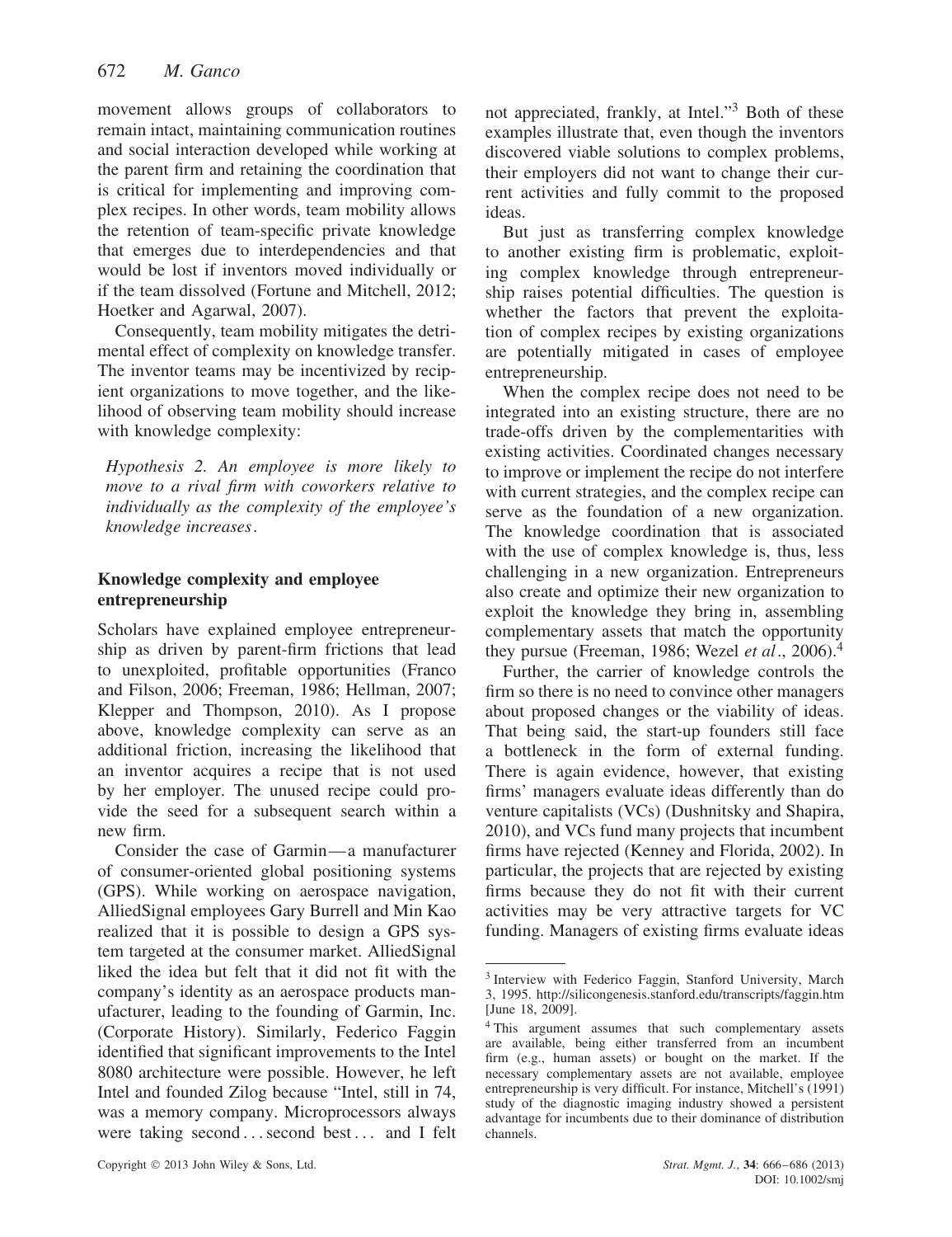movement allows groups of collaborators to remain intact, maintaining communication routines and social interaction developed while working at the parent firm and retaining the coordination that is critical for implementing and improving complex recipes. In other words, team mobility allows the retention of team-specific private knowledge that emerges due to interdependencies and that would be lost if inventors moved individually or if the team dissolved (Fortune and Mitchell, 2012; Hoetker and Agarwal, 2007).

Consequently, team mobility mitigates the detrimental effect of complexity on knowledge transfer. The inventor teams may be incentivized by recipient organizations to move together, and the likelihood of observing team mobility should increase with knowledge complexity:

*Hypothesis 2. An employee is more likely to move to a rival firm with coworkers relative to individually as the complexity of the employee's knowledge increases.*

### Knowledge complexity and employee entrepreneurship

Scholars have explained employee entrepreneurship as driven by parent-firm frictions that lead to unexploited, profitable opportunities (Franco and Filson, 2006; Freeman, 1986; Hellman, 2007; Klepper and Thompson, 2010). As I propose above, knowledge complexity can serve as an additional friction, increasing the likelihood that an inventor acquires a recipe that is not used by her employer. The unused recipe could provide the seed for a subsequent search within a new firm.

Consider the case of Garmin—a manufacturer of consumer-oriented global positioning systems (GPS). While working on aerospace navigation, AlliedSignal employees Gary Burrell and Min Kao realized that it is possible to design a GPS system targeted at the consumer market. AlliedSignal liked the idea but felt that it did not fit with the company's identity as an aerospace products manufacturer, leading to the founding of Garmin, Inc. (Corporate History). Similarly, Federico Faggin identified that significant improvements to the Intel 8080 architecture were possible. However, he left Intel and founded Zilog because "Intel, still in 74, was a memory company. Microprocessors always were taking second . . . second best . . . and I felt not appreciated, frankly, at Intel."[3] Both of these examples illustrate that, even though the inventors discovered viable solutions to complex problems, their employers did not want to change their current activities and fully commit to the proposed ideas.

But just as transferring complex knowledge to another existing firm is problematic, exploiting complex knowledge through entrepreneurship raises potential difficulties. The question is whether the factors that prevent the exploitation of complex recipes by existing organizations are potentially mitigated in cases of employee entrepreneurship.

When the complex recipe does not need to be integrated into an existing structure, there are no trade-offs driven by the complementarities with existing activities. Coordinated changes necessary to improve or implement the recipe do not interfere with current strategies, and the complex recipe can serve as the foundation of a new organization. The knowledge coordination that is associated with the use of complex knowledge is, thus, less challenging in a new organization. Entrepreneurs also create and optimize their new organization to exploit the knowledge they bring in, assembling complementary assets that match the opportunity they pursue (Freeman, 1986; Wezel *et al*., 2006).[4]

Further, the carrier of knowledge controls the firm so there is no need to convince other managers about proposed changes or the viability of ideas. That being said, the start-up founders still face a bottleneck in the form of external funding. There is again evidence, however, that existing firms' managers evaluate ideas differently than do venture capitalists (VCs) (Dushnitsky and Shapira, 2010), and VCs fund many projects that incumbent firms have rejected (Kenney and Florida, 2002). In particular, the projects that are rejected by existing firms because they do not fit with their current activities may be very attractive targets for VC funding. Managers of existing firms evaluate ideas

[3] Interview with Federico Faggin, Stanford University, March 3, 1995. http://silicongenesis.stanford.edu/transcripts/faggin.htm [June 18, 2009].

[4] This argument assumes that such complementary assets are available, being either transferred from an incumbent firm (e.g., human assets) or bought on the market. If the necessary complementary assets are not available, employee entrepreneurship is very difficult. For instance, Mitchell's (1991) study of the diagnostic imaging industry showed a persistent advantage for incumbents due to their dominance of distribution channels.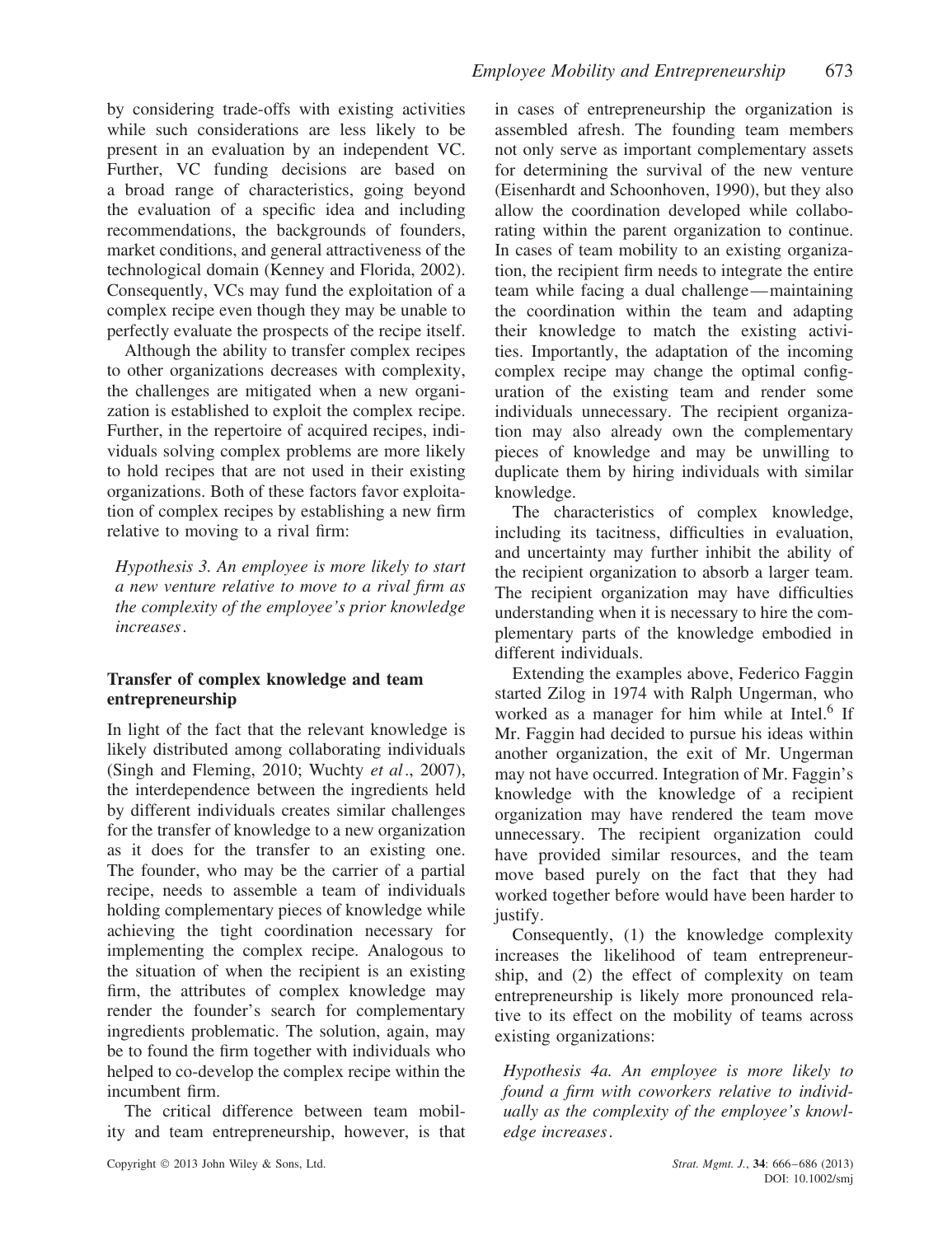by considering trade-offs with existing activities while such considerations are less likely to be present in an evaluation by an independent VC. Further, VC funding decisions are based on a broad range of characteristics, going beyond the evaluation of a specific idea and including recommendations, the backgrounds of founders, market conditions, and general attractiveness of the technological domain (Kenney and Florida, 2002). Consequently, VCs may fund the exploitation of a complex recipe even though they may be unable to perfectly evaluate the prospects of the recipe itself.

Although the ability to transfer complex recipes to other organizations decreases with complexity, the challenges are mitigated when a new organization is established to exploit the complex recipe. Further, in the repertoire of acquired recipes, individuals solving complex problems are more likely to hold recipes that are not used in their existing organizations. Both of these factors favor exploitation of complex recipes by establishing a new firm relative to moving to a rival firm:

*Hypothesis 3. An employee is more likely to start a new venture relative to move to a rival firm as the complexity of the employee's prior knowledge increases.*

### Transfer of complex knowledge and team entrepreneurship

In light of the fact that the relevant knowledge is likely distributed among collaborating individuals (Singh and Fleming, 2010; Wuchty *et al*., 2007), the interdependence between the ingredients held by different individuals creates similar challenges for the transfer of knowledge to a new organization as it does for the transfer to an existing one. The founder, who may be the carrier of a partial recipe, needs to assemble a team of individuals holding complementary pieces of knowledge while achieving the tight coordination necessary for implementing the complex recipe. Analogous to the situation of when the recipient is an existing firm, the attributes of complex knowledge may render the founder's search for complementary ingredients problematic. The solution, again, may be to found the firm together with individuals who helped to co-develop the complex recipe within the incumbent firm.

The critical difference between team mobility and team entrepreneurship, however, is that in cases of entrepreneurship the organization is assembled afresh. The founding team members not only serve as important complementary assets for determining the survival of the new venture (Eisenhardt and Schoonhoven, 1990), but they also allow the coordination developed while collaborating within the parent organization to continue. In cases of team mobility to an existing organization, the recipient firm needs to integrate the entire team while facing a dual challenge—maintaining the coordination within the team and adapting their knowledge to match the existing activities. Importantly, the adaptation of the incoming complex recipe may change the optimal configuration of the existing team and render some individuals unnecessary. The recipient organization may also already own the complementary pieces of knowledge and may be unwilling to duplicate them by hiring individuals with similar knowledge.

The characteristics of complex knowledge, including its tacitness, difficulties in evaluation, and uncertainty may further inhibit the ability of the recipient organization to absorb a larger team. The recipient organization may have difficulties understanding when it is necessary to hire the complementary parts of the knowledge embodied in different individuals.

Extending the examples above, Federico Faggin started Zilog in 1974 with Ralph Ungerman, who worked as a manager for him while at Intel.[6] If Mr. Faggin had decided to pursue his ideas within another organization, the exit of Mr. Ungerman may not have occurred. Integration of Mr. Faggin's knowledge with the knowledge of a recipient organization may have rendered the team move unnecessary. The recipient organization could have provided similar resources, and the team move based purely on the fact that they had worked together before would have been harder to justify.

Consequently, (1) the knowledge complexity increases the likelihood of team entrepreneurship, and (2) the effect of complexity on team entrepreneurship is likely more pronounced relative to its effect on the mobility of teams across existing organizations:

*Hypothesis 4a. An employee is more likely to found a firm with coworkers relative to individually as the complexity of the employee's knowledge increases.*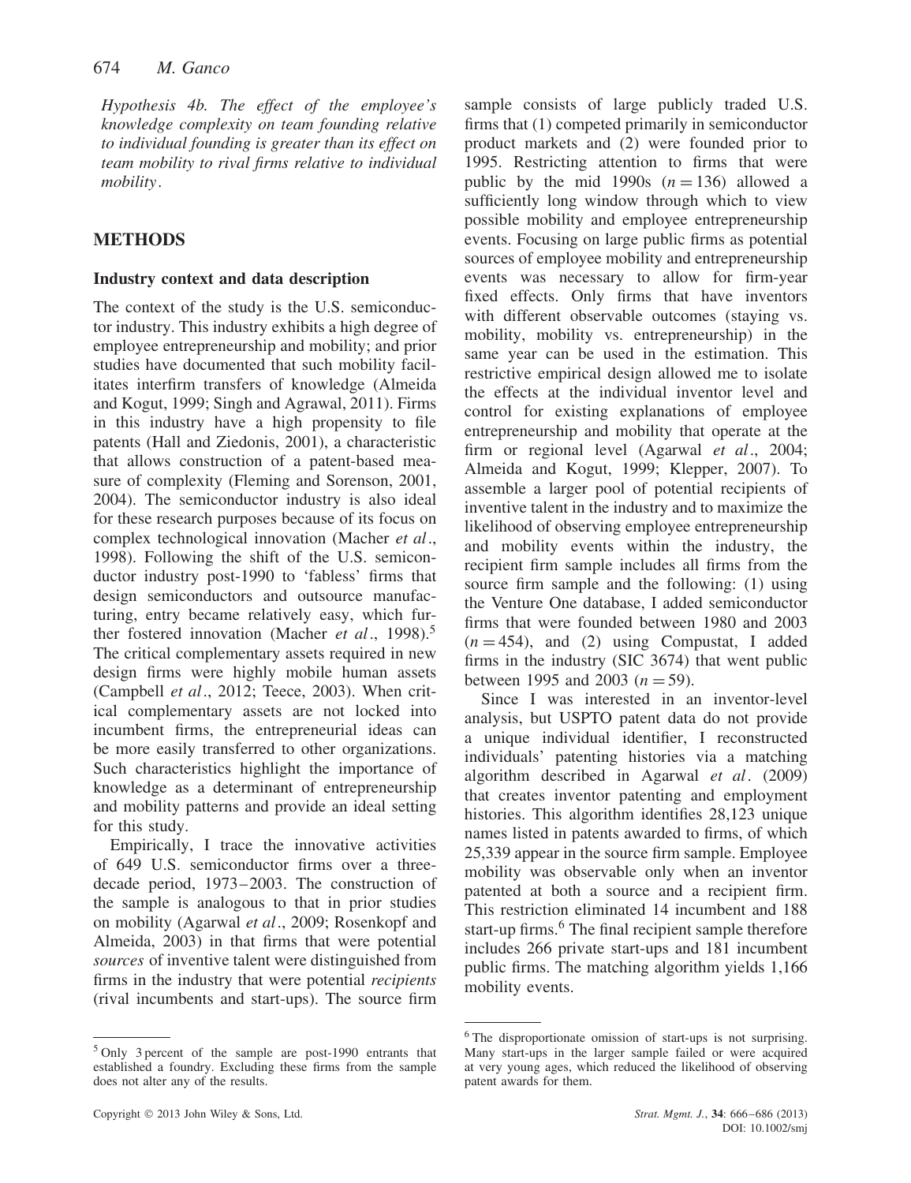*Hypothesis 4b. The effect of the employee's knowledge complexity on team founding relative to individual founding is greater than its effect on team mobility to rival firms relative to individual mobility.*

## METHODS

### Industry context and data description

The context of the study is the U.S. semiconductor industry. This industry exhibits a high degree of employee entrepreneurship and mobility; and prior studies have documented that such mobility facilitates interfirm transfers of knowledge (Almeida and Kogut, 1999; Singh and Agrawal, 2011). Firms in this industry have a high propensity to file patents (Hall and Ziedonis, 2001), a characteristic that allows construction of a patent-based measure of complexity (Fleming and Sorenson, 2001, 2004). The semiconductor industry is also ideal for these research purposes because of its focus on complex technological innovation (Macher *et al*., 1998). Following the shift of the U.S. semiconductor industry post-1990 to 'fabless' firms that design semiconductors and outsource manufacturing, entry became relatively easy, which further fostered innovation (Macher *et al*., 1998).[5] The critical complementary assets required in new design firms were highly mobile human assets (Campbell *et al*., 2012; Teece, 2003). When critical complementary assets are not locked into incumbent firms, the entrepreneurial ideas can be more easily transferred to other organizations. Such characteristics highlight the importance of knowledge as a determinant of entrepreneurship and mobility patterns and provide an ideal setting for this study.

Empirically, I trace the innovative activities of 649 U.S. semiconductor firms over a three-decade period, 1973–2003. The construction of the sample is analogous to that in prior studies on mobility (Agarwal *et al*., 2009; Rosenkopf and Almeida, 2003) in that firms that were potential *sources* of inventive talent were distinguished from firms in the industry that were potential *recipients* (rival incumbents and start-ups). The source firm sample consists of large publicly traded U.S. firms that (1) competed primarily in semiconductor product markets and (2) were founded prior to 1995. Restricting attention to firms that were public by the mid 1990s ($n = 136$) allowed a sufficiently long window through which to view possible mobility and employee entrepreneurship events. Focusing on large public firms as potential sources of employee mobility and entrepreneurship events was necessary to allow for firm-year fixed effects. Only firms that have inventors with different observable outcomes (staying vs. mobility, mobility vs. entrepreneurship) in the same year can be used in the estimation. This restrictive empirical design allowed me to isolate the effects at the individual inventor level and control for existing explanations of employee entrepreneurship and mobility that operate at the firm or regional level (Agarwal *et al*., 2004; Almeida and Kogut, 1999; Klepper, 2007). To assemble a larger pool of potential recipients of inventive talent in the industry and to maximize the likelihood of observing employee entrepreneurship and mobility events within the industry, the recipient firm sample includes all firms from the source firm sample and the following: (1) using the Venture One database, I added semiconductor firms that were founded between 1980 and 2003 ($n = 454$), and (2) using Compustat, I added firms in the industry (SIC 3674) that went public between 1995 and 2003 ($n = 59$).

Since I was interested in an inventor-level analysis, but USPTO patent data do not provide a unique individual identifier, I reconstructed individuals' patenting histories via a matching algorithm described in Agarwal *et al*. (2009) that creates inventor patenting and employment histories. This algorithm identifies 28,123 unique names listed in patents awarded to firms, of which 25,339 appear in the source firm sample. Employee mobility was observable only when an inventor patented at both a source and a recipient firm. This restriction eliminated 14 incumbent and 188 start-up firms.[6] The final recipient sample therefore includes 266 private start-ups and 181 incumbent public firms. The matching algorithm yields 1,166 mobility events.

---

[5] Only 3 percent of the sample are post-1990 entrants that established a foundry. Excluding these firms from the sample does not alter any of the results.

[6] The disproportionate omission of start-ups is not surprising. Many start-ups in the larger sample failed or were acquired at very young ages, which reduced the likelihood of observing patent awards for them.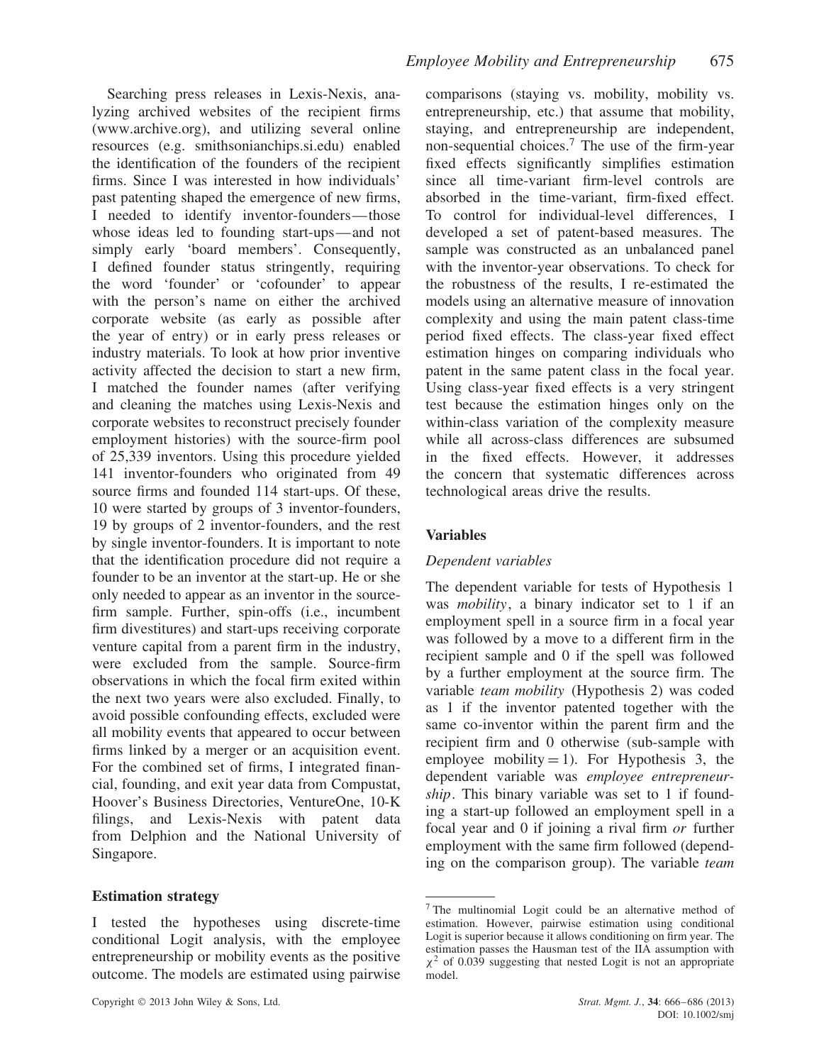Searching press releases in Lexis-Nexis, analyzing archived websites of the recipient firms (www.archive.org), and utilizing several online resources (e.g. smithsonianchips.si.edu) enabled the identification of the founders of the recipient firms. Since I was interested in how individuals' past patenting shaped the emergence of new firms, I needed to identify inventor-founders—those whose ideas led to founding start-ups—and not simply early 'board members'. Consequently, I defined founder status stringently, requiring the word 'founder' or 'cofounder' to appear with the person's name on either the archived corporate website (as early as possible after the year of entry) or in early press releases or industry materials. To look at how prior inventive activity affected the decision to start a new firm, I matched the founder names (after verifying and cleaning the matches using Lexis-Nexis and corporate websites to reconstruct precisely founder employment histories) with the source-firm pool of 25,339 inventors. Using this procedure yielded 141 inventor-founders who originated from 49 source firms and founded 114 start-ups. Of these, 10 were started by groups of 3 inventor-founders, 19 by groups of 2 inventor-founders, and the rest by single inventor-founders. It is important to note that the identification procedure did not require a founder to be an inventor at the start-up. He or she only needed to appear as an inventor in the source-firm sample. Further, spin-offs (i.e., incumbent firm divestitures) and start-ups receiving corporate venture capital from a parent firm in the industry, were excluded from the sample. Source-firm observations in which the focal firm exited within the next two years were also excluded. Finally, to avoid possible confounding effects, excluded were all mobility events that appeared to occur between firms linked by a merger or an acquisition event. For the combined set of firms, I integrated financial, founding, and exit year data from Compustat, Hoover's Business Directories, VentureOne, 10-K filings, and Lexis-Nexis with patent data from Delphion and the National University of Singapore.

## Estimation strategy

I tested the hypotheses using discrete-time conditional Logit analysis, with the employee entrepreneurship or mobility events as the positive outcome. The models are estimated using pairwise comparisons (staying vs. mobility, mobility vs. entrepreneurship, etc.) that assume that mobility, staying, and entrepreneurship are independent, non-sequential choices.[7] The use of the firm-year fixed effects significantly simplifies estimation since all time-variant firm-level controls are absorbed in the time-variant, firm-fixed effect. To control for individual-level differences, I developed a set of patent-based measures. The sample was constructed as an unbalanced panel with the inventor-year observations. To check for the robustness of the results, I re-estimated the models using an alternative measure of innovation complexity and using the main patent class-time period fixed effects. The class-year fixed effect estimation hinges on comparing individuals who patent in the same patent class in the focal year. Using class-year fixed effects is a very stringent test because the estimation hinges only on the within-class variation of the complexity measure while all across-class differences are subsumed in the fixed effects. However, it addresses the concern that systematic differences across technological areas drive the results.

## Variables

### Dependent variables

The dependent variable for tests of Hypothesis 1 was *mobility*, a binary indicator set to 1 if an employment spell in a source firm in a focal year was followed by a move to a different firm in the recipient sample and 0 if the spell was followed by a further employment at the source firm. The variable *team mobility* (Hypothesis 2) was coded as 1 if the inventor patented together with the same co-inventor within the parent firm and the recipient firm and 0 otherwise (sub-sample with employee mobility = 1). For Hypothesis 3, the dependent variable was *employee entrepreneurship*. This binary variable was set to 1 if founding a start-up followed an employment spell in a focal year and 0 if joining a rival firm *or* further employment with the same firm followed (depending on the comparison group). The variable *team*

---

[7] The multinomial Logit could be an alternative method of estimation. However, pairwise estimation using conditional Logit is superior because it allows conditioning on firm year. The estimation passes the Hausman test of the IIA assumption with $\chi^2$ of 0.039 suggesting that nested Logit is not an appropriate model.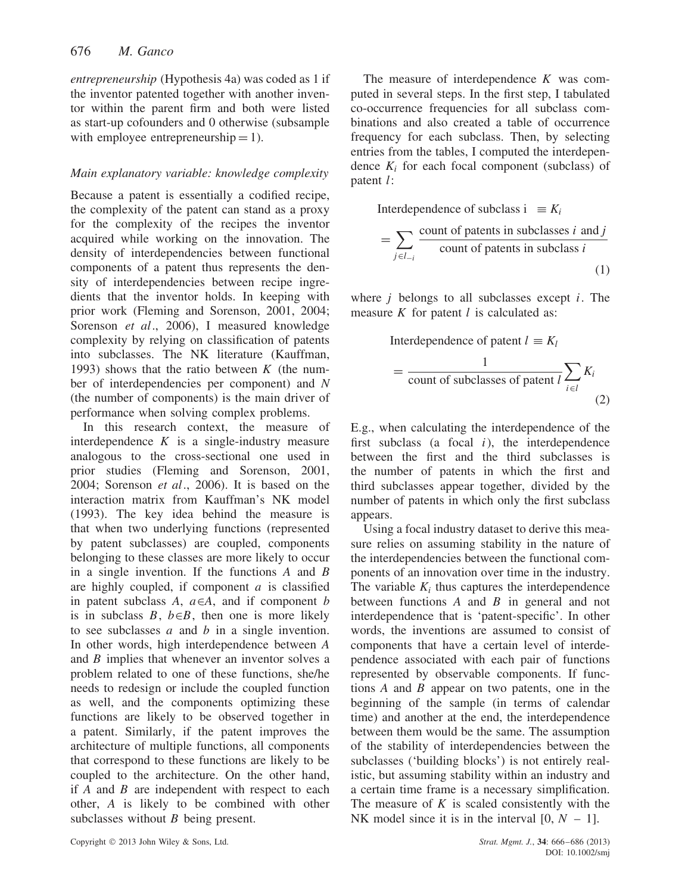*entrepreneurship* (Hypothesis 4a) was coded as 1 if the inventor patented together with another inventor within the parent firm and both were listed as start-up cofounders and 0 otherwise (subsample with employee entrepreneurship = 1).

### *Main explanatory variable: knowledge complexity*

Because a patent is essentially a codified recipe, the complexity of the patent can stand as a proxy for the complexity of the recipes the inventor acquired while working on the innovation. The density of interdependencies between functional components of a patent thus represents the density of interdependencies between recipe ingredients that the inventor holds. In keeping with prior work (Fleming and Sorenson, 2001, 2004; Sorenson *et al*., 2006), I measured knowledge complexity by relying on classification of patents into subclasses. The NK literature (Kauffman, 1993) shows that the ratio between $K$ (the number of interdependencies per component) and $N$ (the number of components) is the main driver of performance when solving complex problems.

In this research context, the measure of interdependence $K$ is a single-industry measure analogous to the cross-sectional one used in prior studies (Fleming and Sorenson, 2001, 2004; Sorenson *et al*., 2006). It is based on the interaction matrix from Kauffman's NK model (1993). The key idea behind the measure is that when two underlying functions (represented by patent subclasses) are coupled, components belonging to these classes are more likely to occur in a single invention. If the functions $A$ and $B$ are highly coupled, if component $a$ is classified in patent subclass $A$, $a \in A$, and if component $b$ is in subclass $B$, $b \in B$, then one is more likely to see subclasses $a$ and $b$ in a single invention. In other words, high interdependence between $A$ and $B$ implies that whenever an inventor solves a problem related to one of these functions, she/he needs to redesign or include the coupled function as well, and the components optimizing these functions are likely to be observed together in a patent. Similarly, if the patent improves the architecture of multiple functions, all components that correspond to these functions are likely to be coupled to the architecture. On the other hand, if $A$ and $B$ are independent with respect to each other, $A$ is likely to be combined with other subclasses without $B$ being present.

The measure of interdependence $K$ was computed in several steps. In the first step, I tabulated co-occurrence frequencies for all subclass combinations and also created a table of occurrence frequency for each subclass. Then, by selecting entries from the tables, I computed the interdependence $K_i$ for each focal component (subclass) of patent $l$:

$$\text{Interdependence of subclass i} \equiv K_i = \sum_{j \in l_{-i}} \frac{\text{count of patents in subclasses } i \text{ and } j}{\text{count of patents in subclass } i} \tag{1}$$

where $j$ belongs to all subclasses except $i$. The measure $K$ for patent $l$ is calculated as:

$$\text{Interdependence of patent } l \equiv K_l = \frac{1}{\text{count of subclasses of patent } l} \sum_{i \in l} K_i \tag{2}$$

E.g., when calculating the interdependence of the first subclass (a focal $i$), the interdependence between the first and the third subclasses is the number of patents in which the first and third subclasses appear together, divided by the number of patents in which only the first subclass appears.

Using a focal industry dataset to derive this measure relies on assuming stability in the nature of the interdependencies between the functional components of an innovation over time in the industry. The variable $K_i$ thus captures the interdependence between functions $A$ and $B$ in general and not interdependence that is 'patent-specific'. In other words, the inventions are assumed to consist of components that have a certain level of interdependence associated with each pair of functions represented by observable components. If functions $A$ and $B$ appear on two patents, one in the beginning of the sample (in terms of calendar time) and another at the end, the interdependence between them would be the same. The assumption of the stability of interdependencies between the subclasses ('building blocks') is not entirely realistic, but assuming stability within an industry and a certain time frame is a necessary simplification. The measure of $K$ is scaled consistently with the NK model since it is in the interval $[0, N - 1]$.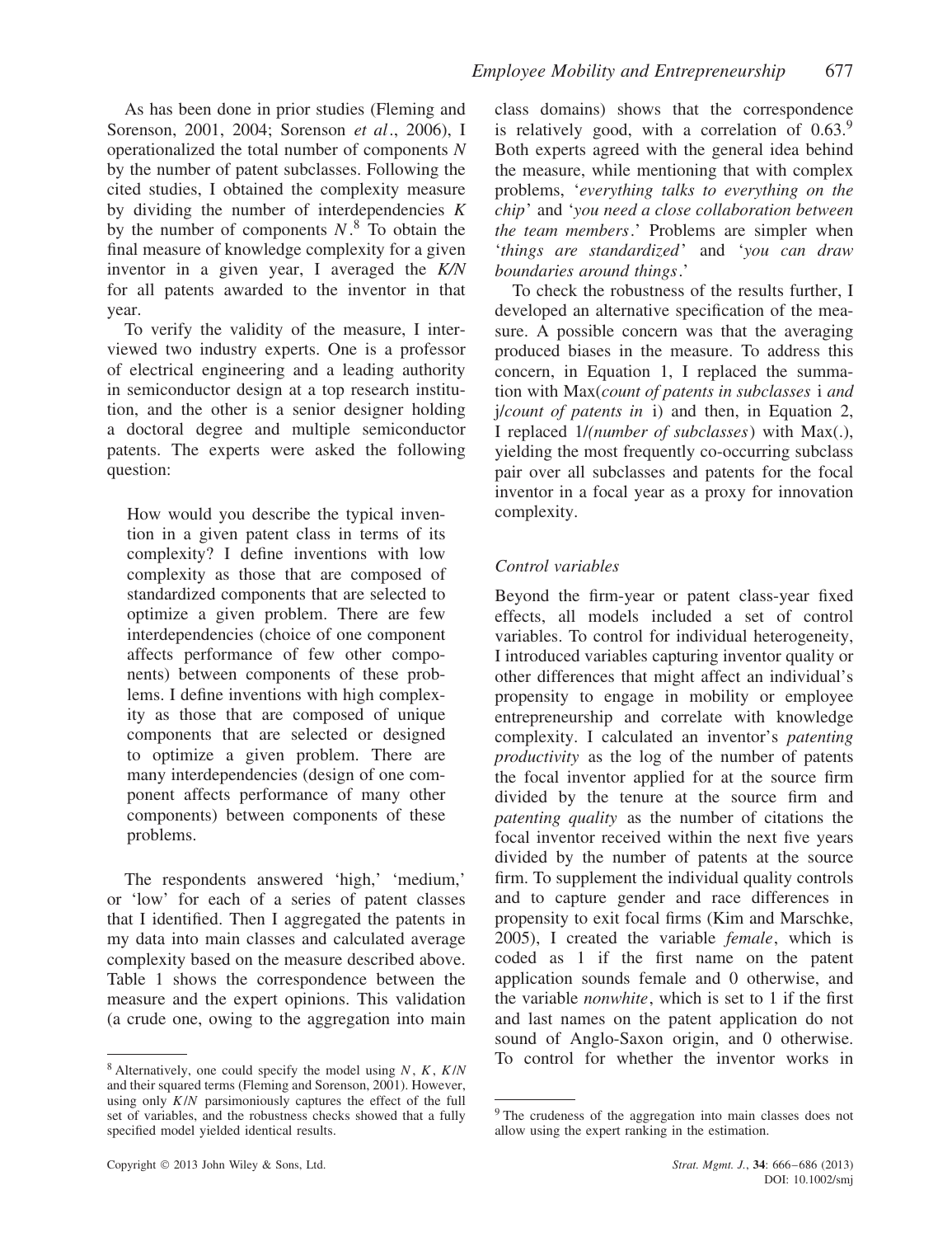As has been done in prior studies (Fleming and Sorenson, 2001, 2004; Sorenson *et al*., 2006), I operationalized the total number of components $N$ by the number of patent subclasses. Following the cited studies, I obtained the complexity measure by dividing the number of interdependencies $K$ by the number of components $N$.[8] To obtain the final measure of knowledge complexity for a given inventor in a given year, I averaged the $K/N$ for all patents awarded to the inventor in that year.

To verify the validity of the measure, I interviewed two industry experts. One is a professor of electrical engineering and a leading authority in semiconductor design at a top research institution, and the other is a senior designer holding a doctoral degree and multiple semiconductor patents. The experts were asked the following question:

> How would you describe the typical invention in a given patent class in terms of its complexity? I define inventions with low complexity as those that are composed of standardized components that are selected to optimize a given problem. There are few interdependencies (choice of one component affects performance of few other components) between components of these problems. I define inventions with high complexity as those that are composed of unique components that are selected or designed to optimize a given problem. There are many interdependencies (design of one component affects performance of many other components) between components of these problems.

The respondents answered 'high,' 'medium,' or 'low' for each of a series of patent classes that I identified. Then I aggregated the patents in my data into main classes and calculated average complexity based on the measure described above. Table 1 shows the correspondence between the measure and the expert opinions. This validation (a crude one, owing to the aggregation into main class domains) shows that the correspondence is relatively good, with a correlation of 0.63.[9] Both experts agreed with the general idea behind the measure, while mentioning that with complex problems, '*everything talks to everything on the chip*' and '*you need a close collaboration between the team members*.' Problems are simpler when '*things are standardized*' and '*you can draw boundaries around things*.'

To check the robustness of the results further, I developed an alternative specification of the measure. A possible concern was that the averaging produced biases in the measure. To address this concern, in Equation 1, I replaced the summation with Max(*count of patents in subclasses* i *and* j/*count of patents in* i) and then, in Equation 2, I replaced 1/*(number of subclasses*) with Max(.), yielding the most frequently co-occurring subclass pair over all subclasses and patents for the focal inventor in a focal year as a proxy for innovation complexity.

### *Control variables*

Beyond the firm-year or patent class-year fixed effects, all models included a set of control variables. To control for individual heterogeneity, I introduced variables capturing inventor quality or other differences that might affect an individual's propensity to engage in mobility or employee entrepreneurship and correlate with knowledge complexity. I calculated an inventor's *patenting productivity* as the log of the number of patents the focal inventor applied for at the source firm divided by the tenure at the source firm and *patenting quality* as the number of citations the focal inventor received within the next five years divided by the number of patents at the source firm. To supplement the individual quality controls and to capture gender and race differences in propensity to exit focal firms (Kim and Marschke, 2005), I created the variable *female*, which is coded as 1 if the first name on the patent application sounds female and 0 otherwise, and the variable *nonwhite*, which is set to 1 if the first and last names on the patent application do not sound of Anglo-Saxon origin, and 0 otherwise. To control for whether the inventor works in

---

[8] Alternatively, one could specify the model using $N$, $K$, $K/N$ and their squared terms (Fleming and Sorenson, 2001). However, using only $K/N$ parsimoniously captures the effect of the full set of variables, and the robustness checks showed that a fully specified model yielded identical results.

[9] The crudeness of the aggregation into main classes does not allow using the expert ranking in the estimation.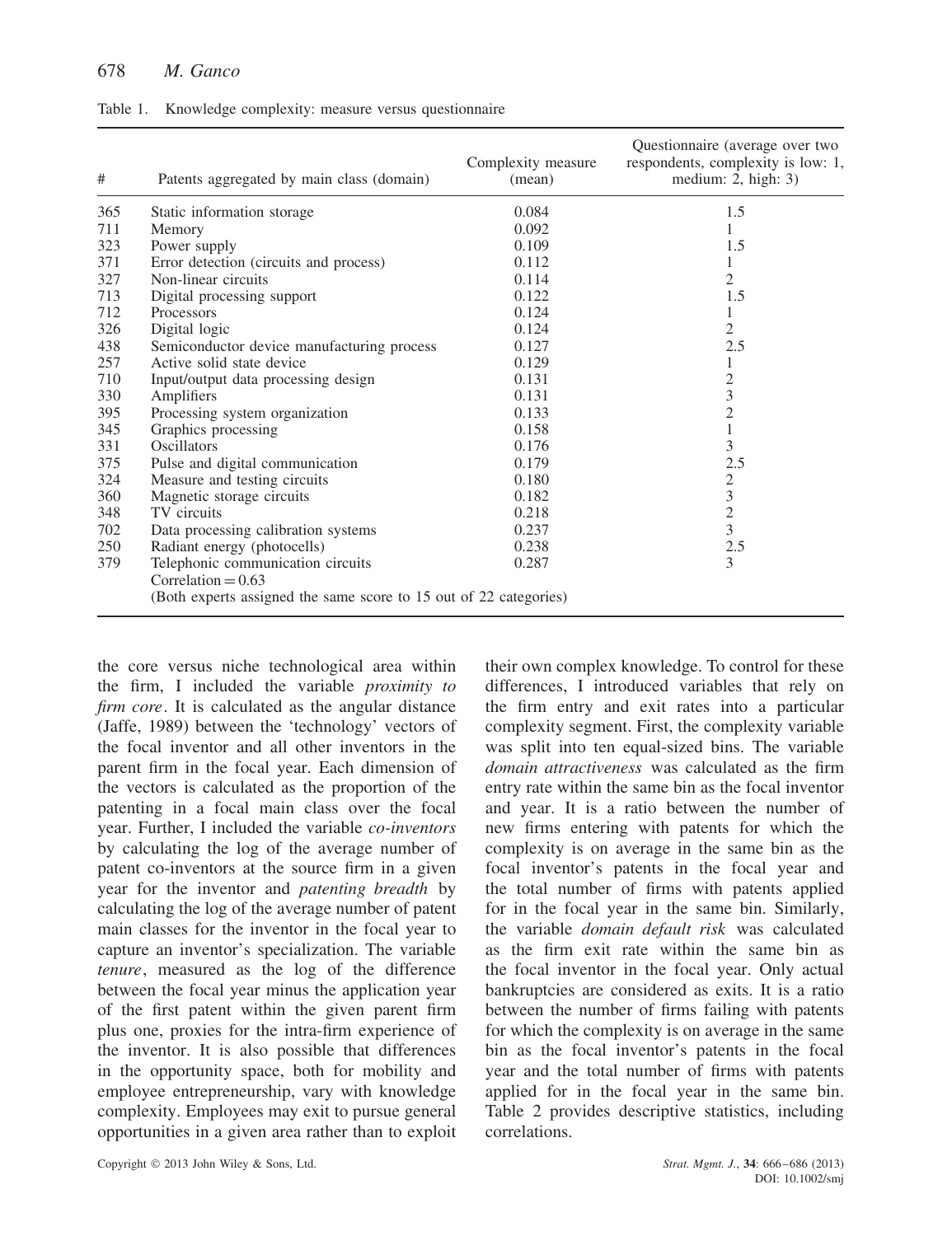Table 1. Knowledge complexity: measure versus questionnaire

| # | Patents aggregated by main class (domain) | Complexity measure (mean) | Questionnaire (average over two respondents, complexity is low: 1, medium: 2, high: 3) |
|---|---|---|---|
| 365 | Static information storage | 0.084 | 1.5 |
| 711 | Memory | 0.092 | 1 |
| 323 | Power supply | 0.109 | 1.5 |
| 371 | Error detection (circuits and process) | 0.112 | 1 |
| 327 | Non-linear circuits | 0.114 | 2 |
| 713 | Digital processing support | 0.122 | 1.5 |
| 712 | Processors | 0.124 | 1 |
| 326 | Digital logic | 0.124 | 2 |
| 438 | Semiconductor device manufacturing process | 0.127 | 2.5 |
| 257 | Active solid state device | 0.129 | 1 |
| 710 | Input/output data processing design | 0.131 | 2 |
| 330 | Amplifiers | 0.131 | 3 |
| 395 | Processing system organization | 0.133 | 2 |
| 345 | Graphics processing | 0.158 | 1 |
| 331 | Oscillators | 0.176 | 3 |
| 375 | Pulse and digital communication | 0.179 | 2.5 |
| 324 | Measure and testing circuits | 0.180 | 2 |
| 360 | Magnetic storage circuits | 0.182 | 3 |
| 348 | TV circuits | 0.218 | 2 |
| 702 | Data processing calibration systems | 0.237 | 3 |
| 250 | Radiant energy (photocells) | 0.238 | 2.5 |
| 379 | Telephonic communication circuits | 0.287 | 3 |
| | Correlation = 0.63 | | |
| | (Both experts assigned the same score to 15 out of 22 categories) | | |

the core versus niche technological area within the firm, I included the variable *proximity to firm core*. It is calculated as the angular distance (Jaffe, 1989) between the 'technology' vectors of the focal inventor and all other inventors in the parent firm in the focal year. Each dimension of the vectors is calculated as the proportion of the patenting in a focal main class over the focal year. Further, I included the variable *co-inventors* by calculating the log of the average number of patent co-inventors at the source firm in a given year for the inventor and *patenting breadth* by calculating the log of the average number of patent main classes for the inventor in the focal year to capture an inventor's specialization. The variable *tenure*, measured as the log of the difference between the focal year minus the application year of the first patent within the given parent firm plus one, proxies for the intra-firm experience of the inventor. It is also possible that differences in the opportunity space, both for mobility and employee entrepreneurship, vary with knowledge complexity. Employees may exit to pursue general opportunities in a given area rather than to exploit their own complex knowledge. To control for these differences, I introduced variables that rely on the firm entry and exit rates into a particular complexity segment. First, the complexity variable was split into ten equal-sized bins. The variable *domain attractiveness* was calculated as the firm entry rate within the same bin as the focal inventor and year. It is a ratio between the number of new firms entering with patents for which the complexity is on average in the same bin as the focal inventor's patents in the focal year and the total number of firms with patents applied for in the focal year in the same bin. Similarly, the variable *domain default risk* was calculated as the firm exit rate within the same bin as the focal inventor in the focal year. Only actual bankruptcies are considered as exits. It is a ratio between the number of firms failing with patents for which the complexity is on average in the same bin as the focal inventor's patents in the focal year and the total number of firms with patents applied for in the focal year in the same bin. Table 2 provides descriptive statistics, including correlations.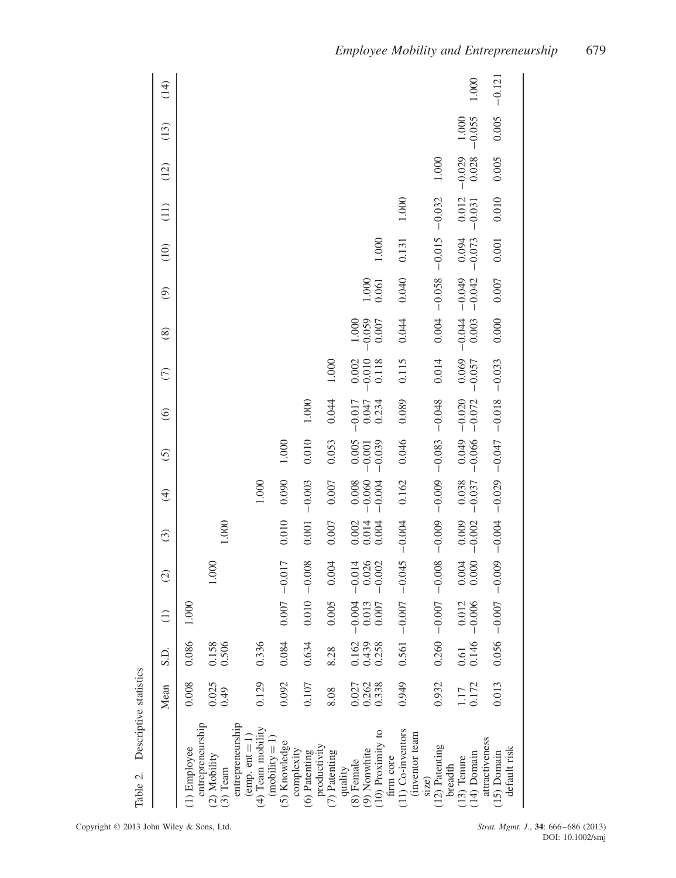Table 2. Descriptive statistics

| | Mean | S.D. | (1) | (2) | (3) | (4) | (5) | (6) | (7) | (8) | (9) | (10) | (11) | (12) | (13) | (14) |
|---|---|---|---|---|---|---|---|---|---|---|---|---|---|---|---|---|
| (1) Employee entrepreneurship | 0.008 | 0.086 | 1.000 | | | | | | | | | | | | | |
| (2) Mobility | 0.025 | 0.158 | | 1.000 | | | | | | | | | | | | |
| (3) Team entrepreneurship (emp. ent = 1) | 0.49 | 0.506 | | | 1.000 | | | | | | | | | | | |
| (4) Team mobility (mobility = 1) | 0.129 | 0.336 | | | | 1.000 | | | | | | | | | | |
| (5) Knowledge complexity | 0.092 | 0.084 | 0.007 | −0.017 | 0.010 | 0.090 | 1.000 | | | | | | | | | |
| (6) Patenting productivity | 0.107 | 0.634 | 0.010 | −0.008 | 0.001 | −0.003 | 0.010 | 1.000 | | | | | | | | |
| (7) Patenting quality | 8.08 | 8.28 | 0.005 | 0.004 | 0.007 | 0.007 | 0.053 | 0.044 | 1.000 | | | | | | | |
| (8) Female | 0.027 | 0.162 | −0.004 | −0.014 | 0.002 | 0.008 | 0.005 | −0.017 | 0.002 | 1.000 | | | | | | |
| (9) Nonwhite | 0.262 | 0.439 | 0.013 | 0.026 | 0.014 | −0.060 | −0.001 | 0.047 | −0.010 | −0.059 | 1.000 | | | | | |
| (10) Proximity to firm core | 0.338 | 0.258 | 0.007 | −0.002 | 0.004 | −0.004 | −0.039 | 0.234 | 0.118 | 0.007 | 0.061 | 1.000 | | | | |
| (11) Co-inventors (inventor team size) | 0.949 | 0.561 | −0.007 | −0.045 | −0.004 | 0.162 | 0.046 | 0.089 | 0.115 | 0.044 | 0.040 | 0.131 | 1.000 | | | |
| (12) Patenting breadth | 0.932 | 0.260 | −0.007 | −0.008 | −0.009 | −0.009 | −0.083 | −0.048 | 0.014 | 0.004 | −0.058 | −0.015 | −0.032 | 1.000 | | |
| (13) Tenure | 1.17 | 0.61 | 0.012 | 0.004 | 0.009 | 0.038 | 0.049 | −0.020 | 0.069 | −0.044 | −0.049 | 0.094 | 0.012 | −0.029 | 1.000 | |
| (14) Domain attractiveness | 0.172 | 0.146 | −0.006 | 0.000 | −0.002 | −0.037 | −0.066 | −0.072 | −0.057 | 0.003 | −0.042 | −0.073 | −0.031 | 0.028 | −0.055 | 1.000 |
| (15) Domain default risk | 0.013 | 0.056 | −0.007 | −0.009 | −0.004 | −0.029 | −0.047 | −0.018 | −0.033 | 0.000 | 0.007 | 0.001 | 0.010 | 0.005 | 0.005 | −0.121 |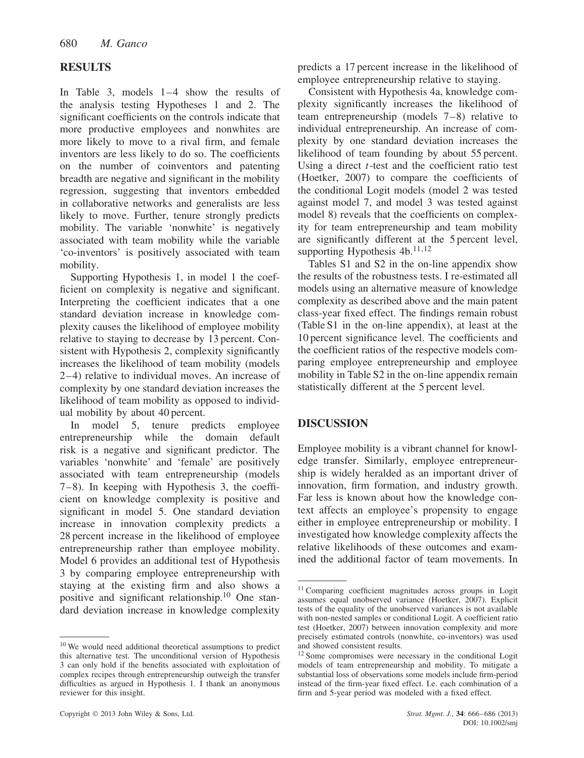## RESULTS

In Table 3, models 1–4 show the results of the analysis testing Hypotheses 1 and 2. The significant coefficients on the controls indicate that more productive employees and nonwhites are more likely to move to a rival firm, and female inventors are less likely to do so. The coefficients on the number of coinventors and patenting breadth are negative and significant in the mobility regression, suggesting that inventors embedded in collaborative networks and generalists are less likely to move. Further, tenure strongly predicts mobility. The variable 'nonwhite' is negatively associated with team mobility while the variable 'co-inventors' is positively associated with team mobility.

Supporting Hypothesis 1, in model 1 the coefficient on complexity is negative and significant. Interpreting the coefficient indicates that a one standard deviation increase in knowledge complexity causes the likelihood of employee mobility relative to staying to decrease by 13 percent. Consistent with Hypothesis 2, complexity significantly increases the likelihood of team mobility (models 2–4) relative to individual moves. An increase of complexity by one standard deviation increases the likelihood of team mobility as opposed to individual mobility by about 40 percent.

In model 5, tenure predicts employee entrepreneurship while the domain default risk is a negative and significant predictor. The variables 'nonwhite' and 'female' are positively associated with team entrepreneurship (models 7–8). In keeping with Hypothesis 3, the coefficient on knowledge complexity is positive and significant in model 5. One standard deviation increase in innovation complexity predicts a 28 percent increase in the likelihood of employee entrepreneurship rather than employee mobility. Model 6 provides an additional test of Hypothesis 3 by comparing employee entrepreneurship with staying at the existing firm and also shows a positive and significant relationship.[10] One standard deviation increase in knowledge complexity predicts a 17 percent increase in the likelihood of employee entrepreneurship relative to staying.

Consistent with Hypothesis 4a, knowledge complexity significantly increases the likelihood of team entrepreneurship (models 7–8) relative to individual entrepreneurship. An increase of complexity by one standard deviation increases the likelihood of team founding by about 55 percent. Using a direct $t$-test and the coefficient ratio test (Hoetker, 2007) to compare the coefficients of the conditional Logit models (model 2 was tested against model 7, and model 3 was tested against model 8) reveals that the coefficients on complexity for team entrepreneurship and team mobility are significantly different at the 5 percent level, supporting Hypothesis 4b.[11,12]

Tables S1 and S2 in the on-line appendix show the results of the robustness tests. I re-estimated all models using an alternative measure of knowledge complexity as described above and the main patent class-year fixed effect. The findings remain robust (Table S1 in the on-line appendix), at least at the 10 percent significance level. The coefficients and the coefficient ratios of the respective models comparing employee entrepreneurship and employee mobility in Table S2 in the on-line appendix remain statistically different at the 5 percent level.

## DISCUSSION

Employee mobility is a vibrant channel for knowledge transfer. Similarly, employee entrepreneurship is widely heralded as an important driver of innovation, firm formation, and industry growth. Far less is known about how the knowledge context affects an employee's propensity to engage either in employee entrepreneurship or mobility. I investigated how knowledge complexity affects the relative likelihoods of these outcomes and examined the additional factor of team movements. In

---

[10] We would need additional theoretical assumptions to predict this alternative test. The unconditional version of Hypothesis 3 can only hold if the benefits associated with exploitation of complex recipes through entrepreneurship outweigh the transfer difficulties as argued in Hypothesis 1. I thank an anonymous reviewer for this insight.

[11] Comparing coefficient magnitudes across groups in Logit assumes equal unobserved variance (Hoetker, 2007). Explicit tests of the equality of the unobserved variances is not available with non-nested samples or conditional Logit. A coefficient ratio test (Hoetker, 2007) between innovation complexity and more precisely estimated controls (nonwhite, co-inventors) was used and showed consistent results.

[12] Some compromises were necessary in the conditional Logit models of team entrepreneurship and mobility. To mitigate a substantial loss of observations some models include firm-period instead of the firm-year fixed effect. I.e. each combination of a firm and 5-year period was modeled with a fixed effect.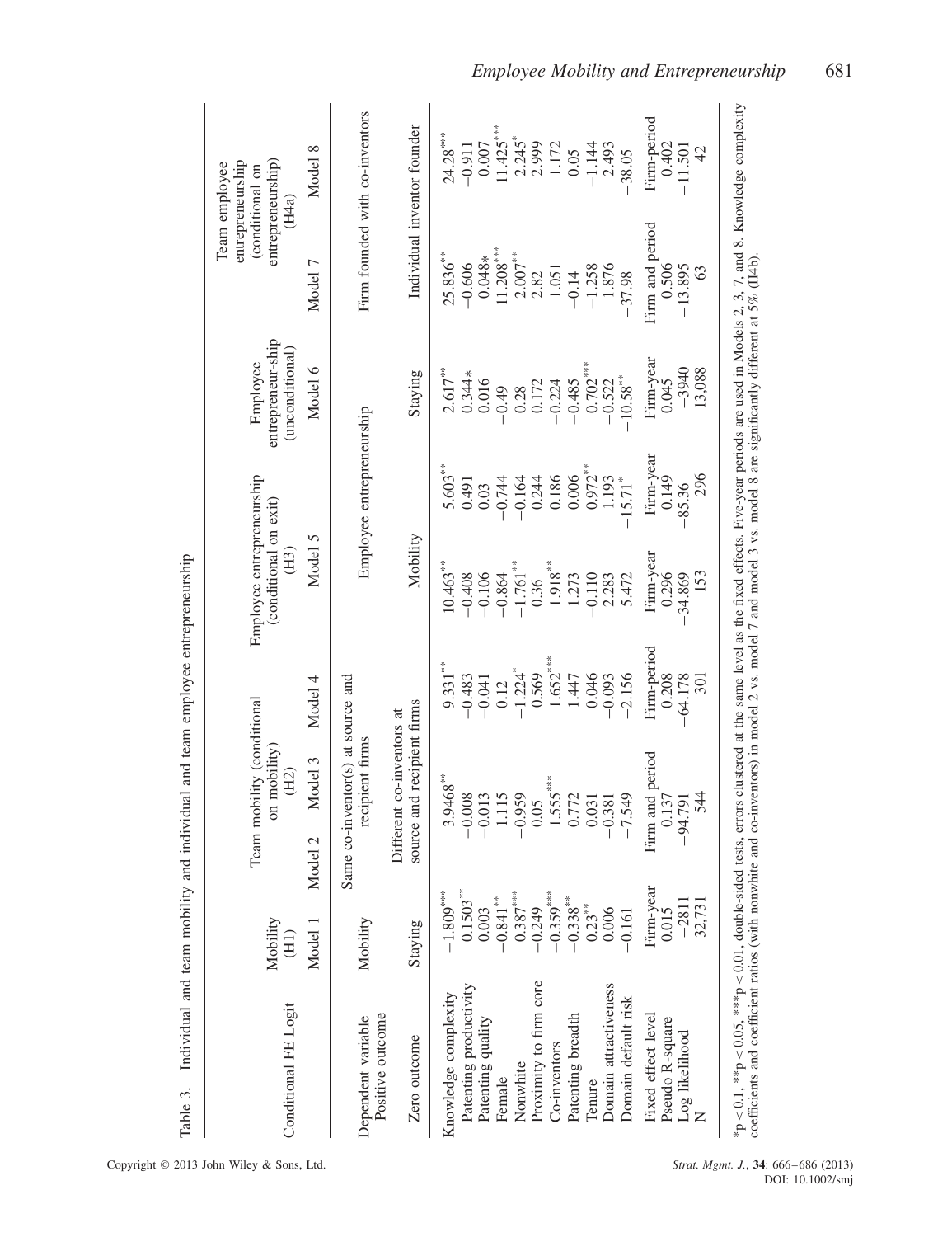Table 3. Individual and team mobility and individual and team employee entrepreneurship

| Conditional FE Logit | Mobility (H1) | Team mobility (conditional on mobility) (H2) | | Employee entrepreneurship (conditional on exit) (H3) | | Employee entrepreneur-ship (unconditional) | Team employee entrepreneurship (conditional on entrepreneurship) (H4a) | |
|---|---|---|---|---|---|---|---|---|
| | Model 1 | Model 2 | Model 3 | Model 4 | Model 5 | Model 6 | Model 7 | Model 8 |
| Dependent variable Positive outcome | Mobility | Same co-inventor(s) at source and recipient firms | | Employee entrepreneurship | | | Firm founded with co-inventors | |
| Zero outcome | Staying | Different co-inventors at source and recipient firms | | Mobility | | Staying | Individual inventor founder | |
| Knowledge complexity | −1.809*** | 3.9468** | 9.331** | 10.463** | 5.603** | 2.617** | 25.836** | 24.28*** |
| Patenting productivity | 0.1503** | −0.008 | −0.483 | −0.408 | 0.491 | 0.344* | −0.606 | −0.911 |
| Patenting quality | 0.003 | −0.013 | −0.041 | −0.106 | 0.03 | 0.016 | 0.048* | 0.007 |
| Female | −0.841** | 1.115 | 0.12 | −0.864 | −0.744 | −0.49 | 11.208*** | 11.425*** |
| Nonwhite | 0.387*** | −0.959 | −1.224* | −1.761** | −0.164 | 0.28 | 2.007** | 2.245* |
| Proximity to firm core | −0.249 | 0.05 | 0.569 | 0.36 | 0.244 | 0.172 | 2.82 | 2.999 |
| Co-inventors | −0.359*** | 1.555*** | 1.652*** | 1.918** | 0.186 | −0.224 | 1.051 | 1.172 |
| Patenting breadth | −0.338** | 0.772 | 1.447 | 1.273 | 0.006 | −0.485 | −0.14 | 0.05 |
| Tenure | 0.23** | 0.031 | 0.046 | −0.110 | 0.972** | 0.702*** | −1.258 | −1.144 |
| Domain attractiveness | 0.006 | −0.381 | −0.093 | 2.283 | 1.193 | −0.522 | 1.876 | 2.493 |
| Domain default risk | −0.161 | −7.549 | −2.156 | 5.472 | −15.71* | −10.58** | −37.98 | −38.05 |
| Fixed effect level | Firm-year | Firm and period | Firm-period | Firm-year | Firm-year | Firm-year | Firm and period | Firm-period |
| Pseudo R-square | 0.015 | 0.137 | 0.208 | 0.296 | 0.149 | 0.045 | 0.506 | 0.402 |
| Log likelihood | −2811 | −94.791 | −64.178 | −34.869 | −85.36 | −3940 | −13.895 | −11.501 |
| N | 32,731 | 544 | 301 | 153 | 296 | 13,088 | 63 | 42 |

*p < 0.1, **p < 0.05, ***p < 0.01, double-sided tests, errors clustered at the same level as the fixed effects. Five-year periods are used in Models 2, 3, 7, and 8. Knowledge complexity coefficients and coefficient ratios (with nonwhite and co-inventors) in model 2 vs. model 3 and model 7 vs. model 8 are significantly different at 5% (H4b).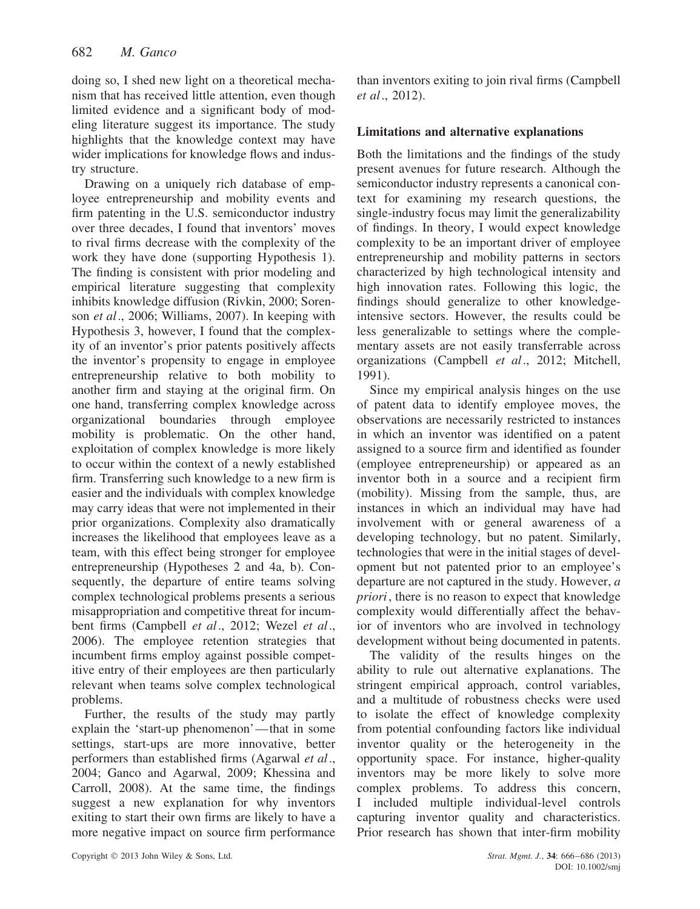doing so, I shed new light on a theoretical mechanism that has received little attention, even though limited evidence and a significant body of modeling literature suggest its importance. The study highlights that the knowledge context may have wider implications for knowledge flows and industry structure.

Drawing on a uniquely rich database of employee entrepreneurship and mobility events and firm patenting in the U.S. semiconductor industry over three decades, I found that inventors' moves to rival firms decrease with the complexity of the work they have done (supporting Hypothesis 1). The finding is consistent with prior modeling and empirical literature suggesting that complexity inhibits knowledge diffusion (Rivkin, 2000; Sorenson *et al*., 2006; Williams, 2007). In keeping with Hypothesis 3, however, I found that the complexity of an inventor's prior patents positively affects the inventor's propensity to engage in employee entrepreneurship relative to both mobility to another firm and staying at the original firm. On one hand, transferring complex knowledge across organizational boundaries through employee mobility is problematic. On the other hand, exploitation of complex knowledge is more likely to occur within the context of a newly established firm. Transferring such knowledge to a new firm is easier and the individuals with complex knowledge may carry ideas that were not implemented in their prior organizations. Complexity also dramatically increases the likelihood that employees leave as a team, with this effect being stronger for employee entrepreneurship (Hypotheses 2 and 4a, b). Consequently, the departure of entire teams solving complex technological problems presents a serious misappropriation and competitive threat for incumbent firms (Campbell *et al*., 2012; Wezel *et al*., 2006). The employee retention strategies that incumbent firms employ against possible competitive entry of their employees are then particularly relevant when teams solve complex technological problems.

Further, the results of the study may partly explain the 'start-up phenomenon'—that in some settings, start-ups are more innovative, better performers than established firms (Agarwal *et al*., 2004; Ganco and Agarwal, 2009; Khessina and Carroll, 2008). At the same time, the findings suggest a new explanation for why inventors exiting to start their own firms are likely to have a more negative impact on source firm performance than inventors exiting to join rival firms (Campbell *et al*., 2012).

### Limitations and alternative explanations

Both the limitations and the findings of the study present avenues for future research. Although the semiconductor industry represents a canonical context for examining my research questions, the single-industry focus may limit the generalizability of findings. In theory, I would expect knowledge complexity to be an important driver of employee entrepreneurship and mobility patterns in sectors characterized by high technological intensity and high innovation rates. Following this logic, the findings should generalize to other knowledge-intensive sectors. However, the results could be less generalizable to settings where the complementary assets are not easily transferrable across organizations (Campbell *et al*., 2012; Mitchell, 1991).

Since my empirical analysis hinges on the use of patent data to identify employee moves, the observations are necessarily restricted to instances in which an inventor was identified on a patent assigned to a source firm and identified as founder (employee entrepreneurship) or appeared as an inventor both in a source and a recipient firm (mobility). Missing from the sample, thus, are instances in which an individual may have had involvement with or general awareness of a developing technology, but no patent. Similarly, technologies that were in the initial stages of development but not patented prior to an employee's departure are not captured in the study. However, *a priori*, there is no reason to expect that knowledge complexity would differentially affect the behavior of inventors who are involved in technology development without being documented in patents.

The validity of the results hinges on the ability to rule out alternative explanations. The stringent empirical approach, control variables, and a multitude of robustness checks were used to isolate the effect of knowledge complexity from potential confounding factors like individual inventor quality or the heterogeneity in the opportunity space. For instance, higher-quality inventors may be more likely to solve more complex problems. To address this concern, I included multiple individual-level controls capturing inventor quality and characteristics. Prior research has shown that inter-firm mobility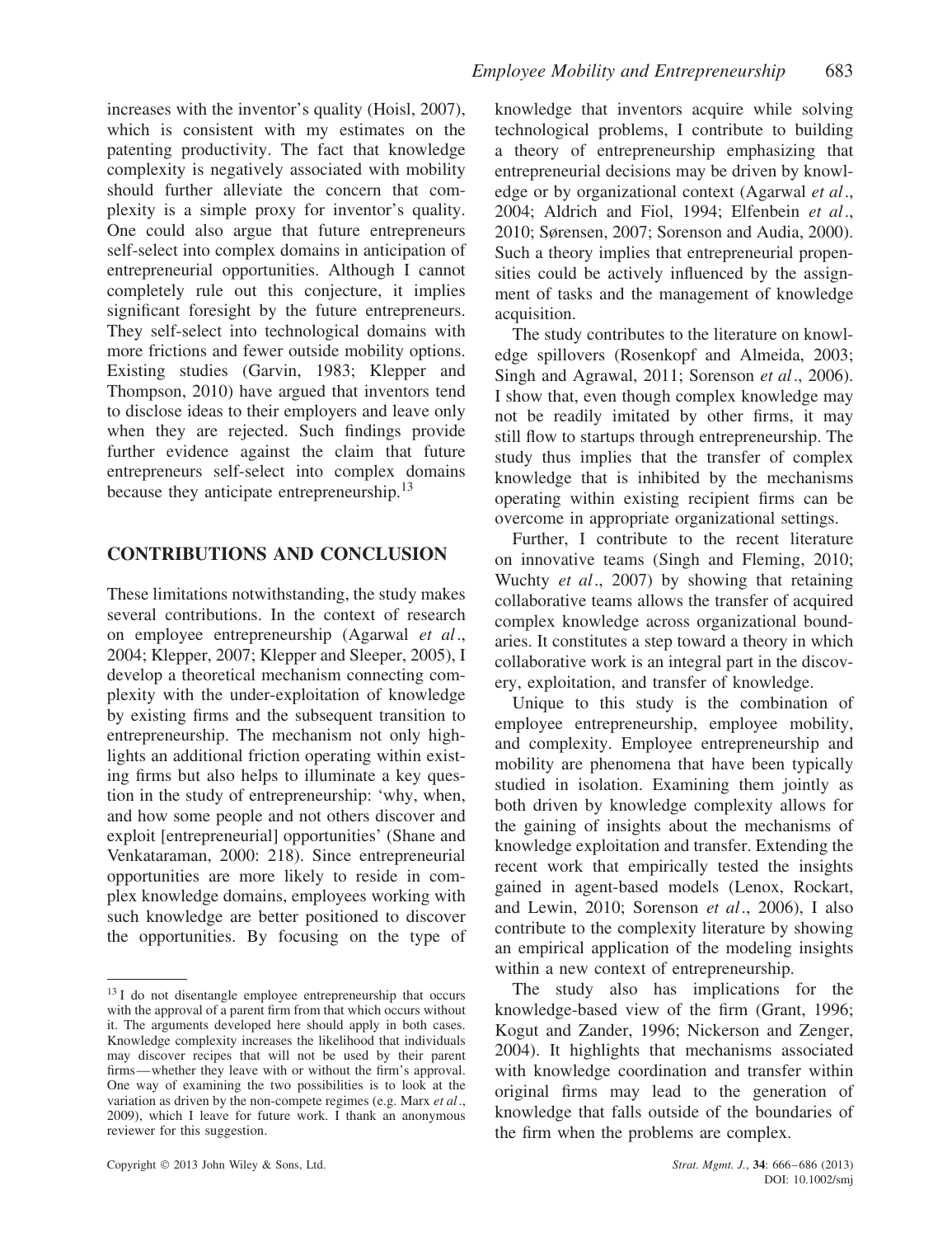increases with the inventor's quality (Hoisl, 2007), which is consistent with my estimates on the patenting productivity. The fact that knowledge complexity is negatively associated with mobility should further alleviate the concern that complexity is a simple proxy for inventor's quality. One could also argue that future entrepreneurs self-select into complex domains in anticipation of entrepreneurial opportunities. Although I cannot completely rule out this conjecture, it implies significant foresight by the future entrepreneurs. They self-select into technological domains with more frictions and fewer outside mobility options. Existing studies (Garvin, 1983; Klepper and Thompson, 2010) have argued that inventors tend to disclose ideas to their employers and leave only when they are rejected. Such findings provide further evidence against the claim that future entrepreneurs self-select into complex domains because they anticipate entrepreneurship.[13]

## CONTRIBUTIONS AND CONCLUSION

These limitations notwithstanding, the study makes several contributions. In the context of research on employee entrepreneurship (Agarwal *et al.*, 2004; Klepper, 2007; Klepper and Sleeper, 2005), I develop a theoretical mechanism connecting complexity with the under-exploitation of knowledge by existing firms and the subsequent transition to entrepreneurship. The mechanism not only highlights an additional friction operating within existing firms but also helps to illuminate a key question in the study of entrepreneurship: 'why, when, and how some people and not others discover and exploit [entrepreneurial] opportunities' (Shane and Venkataraman, 2000: 218). Since entrepreneurial opportunities are more likely to reside in complex knowledge domains, employees working with such knowledge are better positioned to discover the opportunities. By focusing on the type of knowledge that inventors acquire while solving technological problems, I contribute to building a theory of entrepreneurship emphasizing that entrepreneurial decisions may be driven by knowledge or by organizational context (Agarwal *et al.*, 2004; Aldrich and Fiol, 1994; Elfenbein *et al.*, 2010; Sørensen, 2007; Sorenson and Audia, 2000). Such a theory implies that entrepreneurial propensities could be actively influenced by the assignment of tasks and the management of knowledge acquisition.

The study contributes to the literature on knowledge spillovers (Rosenkopf and Almeida, 2003; Singh and Agrawal, 2011; Sorenson *et al.*, 2006). I show that, even though complex knowledge may not be readily imitated by other firms, it may still flow to startups through entrepreneurship. The study thus implies that the transfer of complex knowledge that is inhibited by the mechanisms operating within existing recipient firms can be overcome in appropriate organizational settings.

Further, I contribute to the recent literature on innovative teams (Singh and Fleming, 2010; Wuchty *et al.*, 2007) by showing that retaining collaborative teams allows the transfer of acquired complex knowledge across organizational boundaries. It constitutes a step toward a theory in which collaborative work is an integral part in the discovery, exploitation, and transfer of knowledge.

Unique to this study is the combination of employee entrepreneurship, employee mobility, and complexity. Employee entrepreneurship and mobility are phenomena that have been typically studied in isolation. Examining them jointly as both driven by knowledge complexity allows for the gaining of insights about the mechanisms of knowledge exploitation and transfer. Extending the recent work that empirically tested the insights gained in agent-based models (Lenox, Rockart, and Lewin, 2010; Sorenson *et al.*, 2006), I also contribute to the complexity literature by showing an empirical application of the modeling insights within a new context of entrepreneurship.

The study also has implications for the knowledge-based view of the firm (Grant, 1996; Kogut and Zander, 1996; Nickerson and Zenger, 2004). It highlights that mechanisms associated with knowledge coordination and transfer within original firms may lead to the generation of knowledge that falls outside of the boundaries of the firm when the problems are complex.

[13] I do not disentangle employee entrepreneurship that occurs with the approval of a parent firm from that which occurs without it. The arguments developed here should apply in both cases. Knowledge complexity increases the likelihood that individuals may discover recipes that will not be used by their parent firms—whether they leave with or without the firm's approval. One way of examining the two possibilities is to look at the variation as driven by the non-compete regimes (e.g. Marx *et al.*, 2009), which I leave for future work. I thank an anonymous reviewer for this suggestion.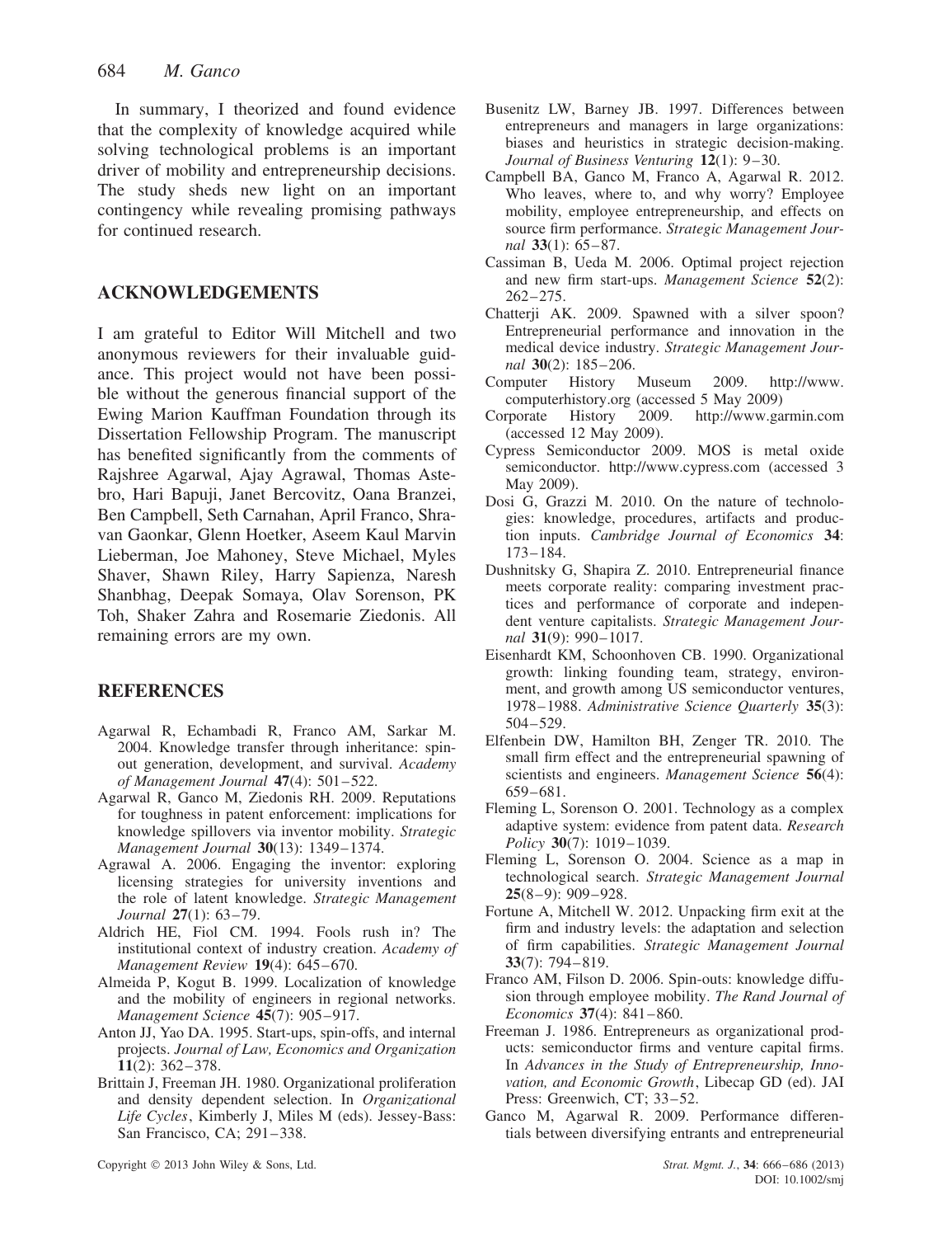In summary, I theorized and found evidence that the complexity of knowledge acquired while solving technological problems is an important driver of mobility and entrepreneurship decisions. The study sheds new light on an important contingency while revealing promising pathways for continued research.

## ACKNOWLEDGEMENTS

I am grateful to Editor Will Mitchell and two anonymous reviewers for their invaluable guidance. This project would not have been possible without the generous financial support of the Ewing Marion Kauffman Foundation through its Dissertation Fellowship Program. The manuscript has benefited significantly from the comments of Rajshree Agarwal, Ajay Agrawal, Thomas Astebro, Hari Bapuji, Janet Bercovitz, Oana Branzei, Ben Campbell, Seth Carnahan, April Franco, Shravan Gaonkar, Glenn Hoetker, Aseem Kaul Marvin Lieberman, Joe Mahoney, Steve Michael, Myles Shaver, Shawn Riley, Harry Sapienza, Naresh Shanbhag, Deepak Somaya, Olav Sorenson, PK Toh, Shaker Zahra and Rosemarie Ziedonis. All remaining errors are my own.

## REFERENCES

Agarwal R, Echambadi R, Franco AM, Sarkar M. 2004. Knowledge transfer through inheritance: spin-out generation, development, and survival. *Academy of Management Journal* **47**(4): 501–522.

Agarwal R, Ganco M, Ziedonis RH. 2009. Reputations for toughness in patent enforcement: implications for knowledge spillovers via inventor mobility. *Strategic Management Journal* **30**(13): 1349–1374.

Agrawal A. 2006. Engaging the inventor: exploring licensing strategies for university inventions and the role of latent knowledge. *Strategic Management Journal* **27**(1): 63–79.

Aldrich HE, Fiol CM. 1994. Fools rush in? The institutional context of industry creation. *Academy of Management Review* **19**(4): 645–670.

Almeida P, Kogut B. 1999. Localization of knowledge and the mobility of engineers in regional networks. *Management Science* **45**(7): 905–917.

Anton JJ, Yao DA. 1995. Start-ups, spin-offs, and internal projects. *Journal of Law, Economics and Organization* **11**(2): 362–378.

Brittain J, Freeman JH. 1980. Organizational proliferation and density dependent selection. In *Organizational Life Cycles*, Kimberly J, Miles M (eds). Jessey-Bass: San Francisco, CA; 291–338.

Busenitz LW, Barney JB. 1997. Differences between entrepreneurs and managers in large organizations: biases and heuristics in strategic decision-making. *Journal of Business Venturing* **12**(1): 9–30.

Campbell BA, Ganco M, Franco A, Agarwal R. 2012. Who leaves, where to, and why worry? Employee mobility, employee entrepreneurship, and effects on source firm performance. *Strategic Management Journal* **33**(1): 65–87.

Cassiman B, Ueda M. 2006. Optimal project rejection and new firm start-ups. *Management Science* **52**(2): 262–275.

Chatterji AK. 2009. Spawned with a silver spoon? Entrepreneurial performance and innovation in the medical device industry. *Strategic Management Journal* **30**(2): 185–206.

Computer History Museum 2009. http://www.computerhistory.org (accessed 5 May 2009)

Corporate History 2009. http://www.garmin.com (accessed 12 May 2009).

Cypress Semiconductor 2009. MOS is metal oxide semiconductor. http://www.cypress.com (accessed 3 May 2009).

Dosi G, Grazzi M. 2010. On the nature of technologies: knowledge, procedures, artifacts and production inputs. *Cambridge Journal of Economics* **34**: 173–184.

Dushnitsky G, Shapira Z. 2010. Entrepreneurial finance meets corporate reality: comparing investment practices and performance of corporate and independent venture capitalists. *Strategic Management Journal* **31**(9): 990–1017.

Eisenhardt KM, Schoonhoven CB. 1990. Organizational growth: linking founding team, strategy, environment, and growth among US semiconductor ventures, 1978–1988. *Administrative Science Quarterly* **35**(3): 504–529.

Elfenbein DW, Hamilton BH, Zenger TR. 2010. The small firm effect and the entrepreneurial spawning of scientists and engineers. *Management Science* **56**(4): 659–681.

Fleming L, Sorenson O. 2001. Technology as a complex adaptive system: evidence from patent data. *Research Policy* **30**(7): 1019–1039.

Fleming L, Sorenson O. 2004. Science as a map in technological search. *Strategic Management Journal* **25**(8–9): 909–928.

Fortune A, Mitchell W. 2012. Unpacking firm exit at the firm and industry levels: the adaptation and selection of firm capabilities. *Strategic Management Journal* **33**(7): 794–819.

Franco AM, Filson D. 2006. Spin-outs: knowledge diffusion through employee mobility. *The Rand Journal of Economics* **37**(4): 841–860.

Freeman J. 1986. Entrepreneurs as organizational products: semiconductor firms and venture capital firms. In *Advances in the Study of Entrepreneurship, Innovation, and Economic Growth*, Libecap GD (ed). JAI Press: Greenwich, CT; 33–52.

Ganco M, Agarwal R. 2009. Performance differentials between diversifying entrants and entrepreneurial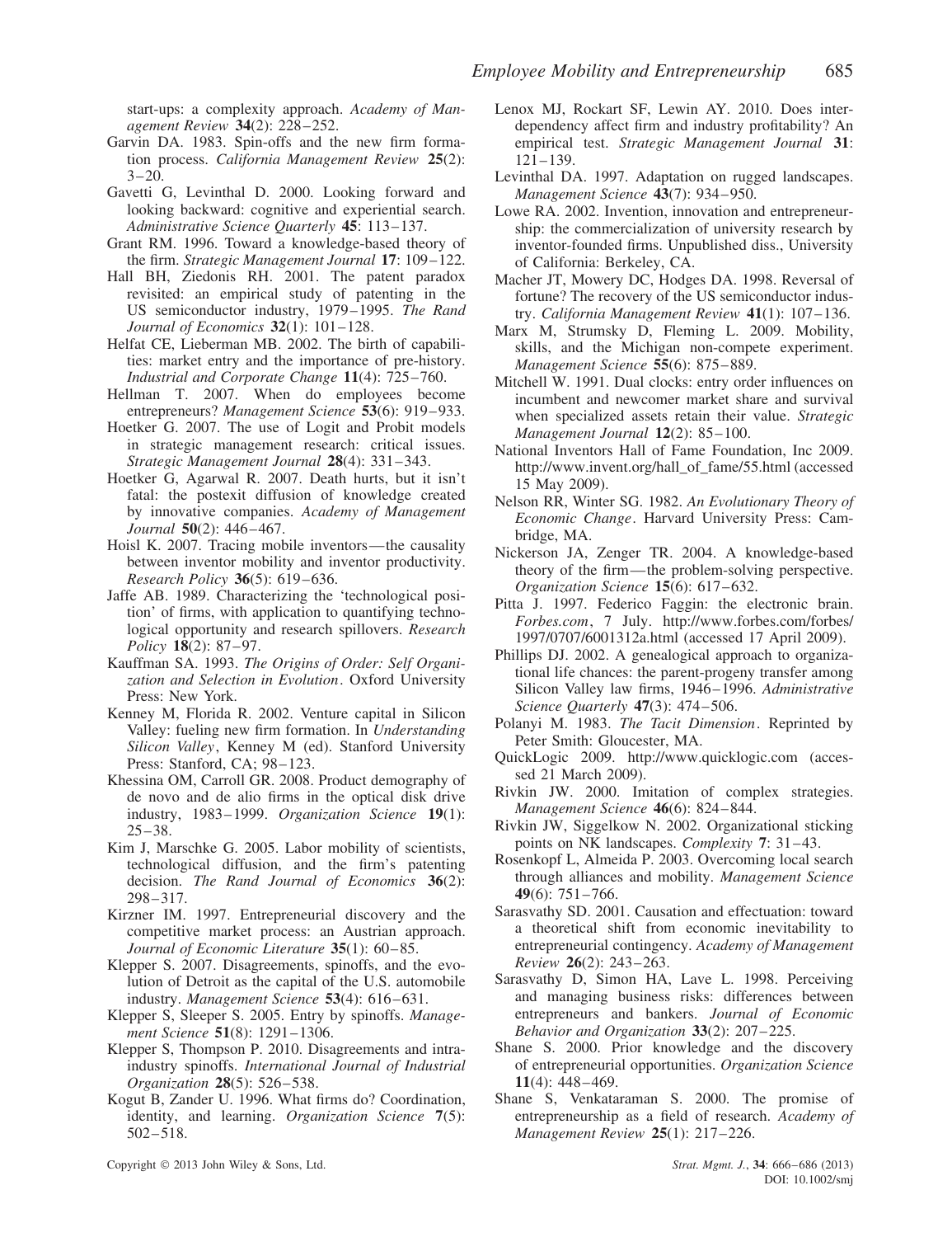start-ups: a complexity approach. *Academy of Management Review* **34**(2): 228–252.

Garvin DA. 1983. Spin-offs and the new firm formation process. *California Management Review* **25**(2): 3–20.

Gavetti G, Levinthal D. 2000. Looking forward and looking backward: cognitive and experiential search. *Administrative Science Quarterly* **45**: 113–137.

Grant RM. 1996. Toward a knowledge-based theory of the firm. *Strategic Management Journal* **17**: 109–122.

Hall BH, Ziedonis RH. 2001. The patent paradox revisited: an empirical study of patenting in the US semiconductor industry, 1979–1995. *The Rand Journal of Economics* **32**(1): 101–128.

Helfat CE, Lieberman MB. 2002. The birth of capabilities: market entry and the importance of pre-history. *Industrial and Corporate Change* **11**(4): 725–760.

Hellman T. 2007. When do employees become entrepreneurs? *Management Science* **53**(6): 919–933.

Hoetker G. 2007. The use of Logit and Probit models in strategic management research: critical issues. *Strategic Management Journal* **28**(4): 331–343.

Hoetker G, Agarwal R. 2007. Death hurts, but it isn't fatal: the postexit diffusion of knowledge created by innovative companies. *Academy of Management Journal* **50**(2): 446–467.

Hoisl K. 2007. Tracing mobile inventors—the causality between inventor mobility and inventor productivity. *Research Policy* **36**(5): 619–636.

Jaffe AB. 1989. Characterizing the 'technological position' of firms, with application to quantifying technological opportunity and research spillovers. *Research Policy* **18**(2): 87–97.

Kauffman SA. 1993. *The Origins of Order: Self Organization and Selection in Evolution*. Oxford University Press: New York.

Kenney M, Florida R. 2002. Venture capital in Silicon Valley: fueling new firm formation. In *Understanding Silicon Valley*, Kenney M (ed). Stanford University Press: Stanford, CA; 98–123.

Khessina OM, Carroll GR. 2008. Product demography of de novo and de alio firms in the optical disk drive industry, 1983–1999. *Organization Science* **19**(1): 25–38.

Kim J, Marschke G. 2005. Labor mobility of scientists, technological diffusion, and the firm's patenting decision. *The Rand Journal of Economics* **36**(2): 298–317.

Kirzner IM. 1997. Entrepreneurial discovery and the competitive market process: an Austrian approach. *Journal of Economic Literature* **35**(1): 60–85.

Klepper S. 2007. Disagreements, spinoffs, and the evolution of Detroit as the capital of the U.S. automobile industry. *Management Science* **53**(4): 616–631.

Klepper S, Sleeper S. 2005. Entry by spinoffs. *Management Science* **51**(8): 1291–1306.

Klepper S, Thompson P. 2010. Disagreements and intra-industry spinoffs. *International Journal of Industrial Organization* **28**(5): 526–538.

Kogut B, Zander U. 1996. What firms do? Coordination, identity, and learning. *Organization Science* **7**(5): 502–518.

Lenox MJ, Rockart SF, Lewin AY. 2010. Does interdependency affect firm and industry profitability? An empirical test. *Strategic Management Journal* **31**: 121–139.

Levinthal DA. 1997. Adaptation on rugged landscapes. *Management Science* **43**(7): 934–950.

Lowe RA. 2002. Invention, innovation and entrepreneurship: the commercialization of university research by inventor-founded firms. Unpublished diss., University of California: Berkeley, CA.

Macher JT, Mowery DC, Hodges DA. 1998. Reversal of fortune? The recovery of the US semiconductor industry. *California Management Review* **41**(1): 107–136.

Marx M, Strumsky D, Fleming L. 2009. Mobility, skills, and the Michigan non-compete experiment. *Management Science* **55**(6): 875–889.

Mitchell W. 1991. Dual clocks: entry order influences on incumbent and newcomer market share and survival when specialized assets retain their value. *Strategic Management Journal* **12**(2): 85–100.

National Inventors Hall of Fame Foundation, Inc 2009. http://www.invent.org/hall_of_fame/55.html (accessed 15 May 2009).

Nelson RR, Winter SG. 1982. *An Evolutionary Theory of Economic Change*. Harvard University Press: Cambridge, MA.

Nickerson JA, Zenger TR. 2004. A knowledge-based theory of the firm—the problem-solving perspective. *Organization Science* **15**(6): 617–632.

Pitta J. 1997. Federico Faggin: the electronic brain. *Forbes.com*, 7 July. http://www.forbes.com/forbes/1997/0707/6001312a.html (accessed 17 April 2009).

Phillips DJ. 2002. A genealogical approach to organizational life chances: the parent-progeny transfer among Silicon Valley law firms, 1946–1996. *Administrative Science Quarterly* **47**(3): 474–506.

Polanyi M. 1983. *The Tacit Dimension*. Reprinted by Peter Smith: Gloucester, MA.

QuickLogic 2009. http://www.quicklogic.com (accessed 21 March 2009).

Rivkin JW. 2000. Imitation of complex strategies. *Management Science* **46**(6): 824–844.

Rivkin JW, Siggelkow N. 2002. Organizational sticking points on NK landscapes. *Complexity* **7**: 31–43.

Rosenkopf L, Almeida P. 2003. Overcoming local search through alliances and mobility. *Management Science* **49**(6): 751–766.

Sarasvathy SD. 2001. Causation and effectuation: toward a theoretical shift from economic inevitability to entrepreneurial contingency. *Academy of Management Review* **26**(2): 243–263.

Sarasvathy D, Simon HA, Lave L. 1998. Perceiving and managing business risks: differences between entrepreneurs and bankers. *Journal of Economic Behavior and Organization* **33**(2): 207–225.

Shane S. 2000. Prior knowledge and the discovery of entrepreneurial opportunities. *Organization Science* **11**(4): 448–469.

Shane S, Venkataraman S. 2000. The promise of entrepreneurship as a field of research. *Academy of Management Review* **25**(1): 217–226.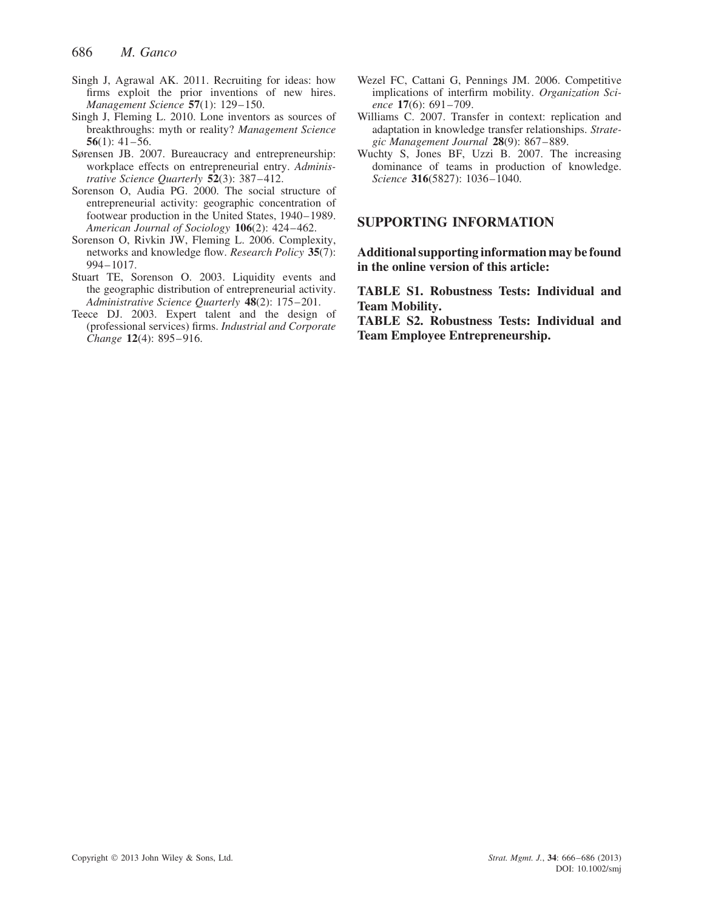Singh J, Agrawal AK. 2011. Recruiting for ideas: how firms exploit the prior inventions of new hires. *Management Science* **57**(1): 129–150.

Singh J, Fleming L. 2010. Lone inventors as sources of breakthroughs: myth or reality? *Management Science* **56**(1): 41–56.

Sørensen JB. 2007. Bureaucracy and entrepreneurship: workplace effects on entrepreneurial entry. *Administrative Science Quarterly* **52**(3): 387–412.

Sorenson O, Audia PG. 2000. The social structure of entrepreneurial activity: geographic concentration of footwear production in the United States, 1940–1989. *American Journal of Sociology* **106**(2): 424–462.

Sorenson O, Rivkin JW, Fleming L. 2006. Complexity, networks and knowledge flow. *Research Policy* **35**(7): 994–1017.

Stuart TE, Sorenson O. 2003. Liquidity events and the geographic distribution of entrepreneurial activity. *Administrative Science Quarterly* **48**(2): 175–201.

Teece DJ. 2003. Expert talent and the design of (professional services) firms. *Industrial and Corporate Change* **12**(4): 895–916.

Wezel FC, Cattani G, Pennings JM. 2006. Competitive implications of interfirm mobility. *Organization Science* **17**(6): 691–709.

Williams C. 2007. Transfer in context: replication and adaptation in knowledge transfer relationships. *Strategic Management Journal* **28**(9): 867–889.

Wuchty S, Jones BF, Uzzi B. 2007. The increasing dominance of teams in production of knowledge. *Science* **316**(5827): 1036–1040.

## SUPPORTING INFORMATION

**Additional supporting information may be found in the online version of this article:**

**TABLE S1. Robustness Tests: Individual and Team Mobility.**

**TABLE S2. Robustness Tests: Individual and Team Employee Entrepreneurship.**